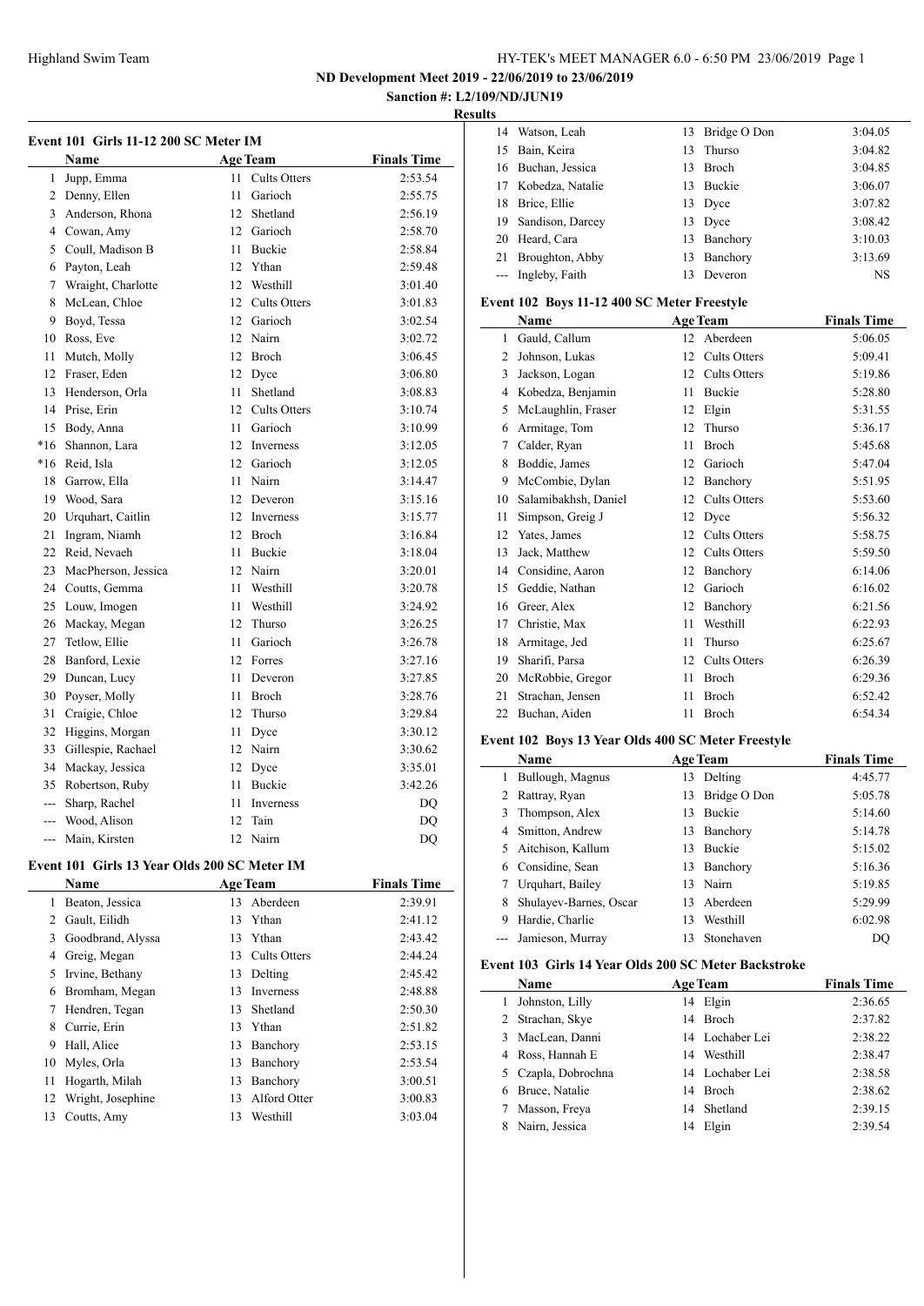ND Development Meet 2019 - 22/06/2019 to 23/06/2019

Sanction #: L2/109/ND/JUN19

Results

### Event 101 Girls 11-12 200 SC Meter IM

| | Name | Age | Team | Finals Time |
|---|---|---|---|---|
| 1 | Jupp, Emma | 11 | Cults Otters | 2:53.54 |
| 2 | Denny, Ellen | 11 | Garioch | 2:55.75 |
| 3 | Anderson, Rhona | 12 | Shetland | 2:56.19 |
| 4 | Cowan, Amy | 12 | Garioch | 2:58.70 |
| 5 | Coull, Madison B | 11 | Buckie | 2:58.84 |
| 6 | Payton, Leah | 12 | Ythan | 2:59.48 |
| 7 | Wraight, Charlotte | 12 | Westhill | 3:01.40 |
| 8 | McLean, Chloe | 12 | Cults Otters | 3:01.83 |
| 9 | Boyd, Tessa | 12 | Garioch | 3:02.54 |
| 10 | Ross, Eve | 12 | Nairn | 3:02.72 |
| 11 | Mutch, Molly | 12 | Broch | 3:06.45 |
| 12 | Fraser, Eden | 12 | Dyce | 3:06.80 |
| 13 | Henderson, Orla | 11 | Shetland | 3:08.83 |
| 14 | Prise, Erin | 12 | Cults Otters | 3:10.74 |
| 15 | Body, Anna | 11 | Garioch | 3:10.99 |
| *16 | Shannon, Lara | 12 | Inverness | 3:12.05 |
| *16 | Reid, Isla | 12 | Garioch | 3:12.05 |
| 18 | Garrow, Ella | 11 | Nairn | 3:14.47 |
| 19 | Wood, Sara | 12 | Deveron | 3:15.16 |
| 20 | Urquhart, Caitlin | 12 | Inverness | 3:15.77 |
| 21 | Ingram, Niamh | 12 | Broch | 3:16.84 |
| 22 | Reid, Nevaeh | 11 | Buckie | 3:18.04 |
| 23 | MacPherson, Jessica | 12 | Nairn | 3:20.01 |
| 24 | Coutts, Gemma | 11 | Westhill | 3:20.78 |
| 25 | Louw, Imogen | 11 | Westhill | 3:24.92 |
| 26 | Mackay, Megan | 12 | Thurso | 3:26.25 |
| 27 | Tetlow, Ellie | 11 | Garioch | 3:26.78 |
| 28 | Banford, Lexie | 12 | Forres | 3:27.16 |
| 29 | Duncan, Lucy | 11 | Deveron | 3:27.85 |
| 30 | Poyser, Molly | 11 | Broch | 3:28.76 |
| 31 | Craigie, Chloe | 12 | Thurso | 3:29.84 |
| 32 | Higgins, Morgan | 11 | Dyce | 3:30.12 |
| 33 | Gillespie, Rachael | 12 | Nairn | 3:30.62 |
| 34 | Mackay, Jessica | 12 | Dyce | 3:35.01 |
| 35 | Robertson, Ruby | 11 | Buckie | 3:42.26 |
| --- | Sharp, Rachel | 11 | Inverness | DQ |
| --- | Wood, Alison | 12 | Tain | DQ |
| --- | Main, Kirsten | 12 | Nairn | DQ |

### Event 101 Girls 13 Year Olds 200 SC Meter IM

| | Name | Age | Team | Finals Time |
|---|---|---|---|---|
| 1 | Beaton, Jessica | 13 | Aberdeen | 2:39.91 |
| 2 | Gault, Eilidh | 13 | Ythan | 2:41.12 |
| 3 | Goodbrand, Alyssa | 13 | Ythan | 2:43.42 |
| 4 | Greig, Megan | 13 | Cults Otters | 2:44.24 |
| 5 | Irvine, Bethany | 13 | Delting | 2:45.42 |
| 6 | Bromham, Megan | 13 | Inverness | 2:48.88 |
| 7 | Hendren, Tegan | 13 | Shetland | 2:50.30 |
| 8 | Currie, Erin | 13 | Ythan | 2:51.82 |
| 9 | Hall, Alice | 13 | Banchory | 2:53.15 |
| 10 | Myles, Orla | 13 | Banchory | 2:53.54 |
| 11 | Hogarth, Milah | 13 | Banchory | 3:00.51 |
| 12 | Wright, Josephine | 13 | Alford Otter | 3:00.83 |
| 13 | Coutts, Amy | 13 | Westhill | 3:03.04 |
| 14 | Watson, Leah | 13 | Bridge O Don | 3:04.05 |
| 15 | Bain, Keira | 13 | Thurso | 3:04.82 |
| 16 | Buchan, Jessica | 13 | Broch | 3:04.85 |
| 17 | Kobedza, Natalie | 13 | Buckie | 3:06.07 |
| 18 | Brice, Ellie | 13 | Dyce | 3:07.82 |
| 19 | Sandison, Darcey | 13 | Dyce | 3:08.42 |
| 20 | Heard, Cara | 13 | Banchory | 3:10.03 |
| 21 | Broughton, Abby | 13 | Banchory | 3:13.69 |
| --- | Ingleby, Faith | 13 | Deveron | NS |

### Event 102 Boys 11-12 400 SC Meter Freestyle

| | Name | Age | Team | Finals Time |
|---|---|---|---|---|
| 1 | Gauld, Callum | 12 | Aberdeen | 5:06.05 |
| 2 | Johnson, Lukas | 12 | Cults Otters | 5:09.41 |
| 3 | Jackson, Logan | 12 | Cults Otters | 5:19.86 |
| 4 | Kobedza, Benjamin | 11 | Buckie | 5:28.80 |
| 5 | McLaughlin, Fraser | 12 | Elgin | 5:31.55 |
| 6 | Armitage, Tom | 12 | Thurso | 5:36.17 |
| 7 | Calder, Ryan | 11 | Broch | 5:45.68 |
| 8 | Boddie, James | 12 | Garioch | 5:47.04 |
| 9 | McCombie, Dylan | 12 | Banchory | 5:51.95 |
| 10 | Salamibakhsh, Daniel | 12 | Cults Otters | 5:53.60 |
| 11 | Simpson, Greig J | 12 | Dyce | 5:56.32 |
| 12 | Yates, James | 12 | Cults Otters | 5:58.75 |
| 13 | Jack, Matthew | 12 | Cults Otters | 5:59.50 |
| 14 | Considine, Aaron | 12 | Banchory | 6:14.06 |
| 15 | Geddie, Nathan | 12 | Garioch | 6:16.02 |
| 16 | Greer, Alex | 12 | Banchory | 6:21.56 |
| 17 | Christie, Max | 11 | Westhill | 6:22.93 |
| 18 | Armitage, Jed | 11 | Thurso | 6:25.67 |
| 19 | Sharifi, Parsa | 12 | Cults Otters | 6:26.39 |
| 20 | McRobbie, Gregor | 11 | Broch | 6:29.36 |
| 21 | Strachan, Jensen | 11 | Broch | 6:52.42 |
| 22 | Buchan, Aiden | 11 | Broch | 6:54.34 |

### Event 102 Boys 13 Year Olds 400 SC Meter Freestyle

| | Name | Age | Team | Finals Time |
|---|---|---|---|---|
| 1 | Bullough, Magnus | 13 | Delting | 4:45.77 |
| 2 | Rattray, Ryan | 13 | Bridge O Don | 5:05.78 |
| 3 | Thompson, Alex | 13 | Buckie | 5:14.60 |
| 4 | Smitton, Andrew | 13 | Banchory | 5:14.78 |
| 5 | Aitchison, Kallum | 13 | Buckie | 5:15.02 |
| 6 | Considine, Sean | 13 | Banchory | 5:16.36 |
| 7 | Urquhart, Bailey | 13 | Nairn | 5:19.85 |
| 8 | Shulayev-Barnes, Oscar | 13 | Aberdeen | 5:29.99 |
| 9 | Hardie, Charlie | 13 | Westhill | 6:02.98 |
| --- | Jamieson, Murray | 13 | Stonehaven | DQ |

### Event 103 Girls 14 Year Olds 200 SC Meter Backstroke

| | Name | Age | Team | Finals Time |
|---|---|---|---|---|
| 1 | Johnston, Lilly | 14 | Elgin | 2:36.65 |
| 2 | Strachan, Skye | 14 | Broch | 2:37.82 |
| 3 | MacLean, Danni | 14 | Lochaber Lei | 2:38.22 |
| 4 | Ross, Hannah E | 14 | Westhill | 2:38.47 |
| 5 | Czapla, Dobrochna | 14 | Lochaber Lei | 2:38.58 |
| 6 | Bruce, Natalie | 14 | Broch | 2:38.62 |
| 7 | Masson, Freya | 14 | Shetland | 2:39.15 |
| 8 | Nairn, Jessica | 14 | Elgin | 2:39.54 |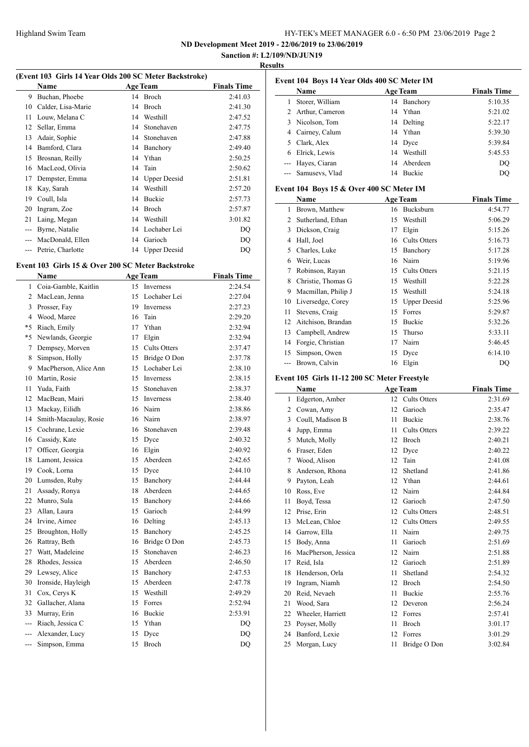ND Development Meet 2019 - 22/06/2019 to 23/06/2019

Sanction #: L2/109/ND/JUN19

Results

### (Event 103 Girls 14 Year Olds 200 SC Meter Backstroke)

| | Name | Age | Team | Finals Time |
|---|---|---|---|---|
| 9 | Buchan, Phoebe | 14 | Broch | 2:41.03 |
| 10 | Calder, Lisa-Marie | 14 | Broch | 2:41.30 |
| 11 | Louw, Melana C | 14 | Westhill | 2:47.52 |
| 12 | Sellar, Emma | 14 | Stonehaven | 2:47.75 |
| 13 | Adair, Sophie | 14 | Stonehaven | 2:47.88 |
| 14 | Bamford, Clara | 14 | Banchory | 2:49.40 |
| 15 | Brosnan, Reilly | 14 | Ythan | 2:50.25 |
| 16 | MacLeod, Olivia | 14 | Tain | 2:50.62 |
| 17 | Dempster, Emma | 14 | Upper Deesid | 2:51.81 |
| 18 | Kay, Sarah | 14 | Westhill | 2:57.20 |
| 19 | Coull, Isla | 14 | Buckie | 2:57.73 |
| 20 | Ingram, Zoe | 14 | Broch | 2:57.87 |
| 21 | Laing, Megan | 14 | Westhill | 3:01.82 |
| --- | Byrne, Natalie | 14 | Lochaber Lei | DQ |
| --- | MacDonald, Ellen | 14 | Garioch | DQ |
| --- | Petrie, Charlotte | 14 | Upper Deesid | DQ |

### Event 103 Girls 15 & Over 200 SC Meter Backstroke

| | Name | Age | Team | Finals Time |
|---|---|---|---|---|
| 1 | Coia-Gamble, Kaitlin | 15 | Inverness | 2:24.54 |
| 2 | MacLean, Jenna | 15 | Lochaber Lei | 2:27.04 |
| 3 | Prosser, Fay | 19 | Inverness | 2:27.23 |
| 4 | Wood, Maree | 16 | Tain | 2:29.20 |
| *5 | Riach, Emily | 17 | Ythan | 2:32.94 |
| *5 | Newlands, Georgie | 17 | Elgin | 2:32.94 |
| 7 | Dempsey, Morven | 15 | Cults Otters | 2:37.47 |
| 8 | Simpson, Holly | 15 | Bridge O Don | 2:37.78 |
| 9 | MacPherson, Alice Ann | 15 | Lochaber Lei | 2:38.10 |
| 10 | Martin, Rosie | 15 | Inverness | 2:38.15 |
| 11 | Yuda, Faith | 15 | Stonehaven | 2:38.37 |
| 12 | MacBean, Mairi | 15 | Inverness | 2:38.40 |
| 13 | Mackay, Eilidh | 16 | Nairn | 2:38.86 |
| 14 | Smith-Macaulay, Rosie | 16 | Nairn | 2:38.97 |
| 15 | Cochrane, Lexie | 16 | Stonehaven | 2:39.48 |
| 16 | Cassidy, Kate | 15 | Dyce | 2:40.32 |
| 17 | Officer, Georgia | 16 | Elgin | 2:40.92 |
| 18 | Lamont, Jessica | 15 | Aberdeen | 2:42.65 |
| 19 | Cook, Lorna | 15 | Dyce | 2:44.10 |
| 20 | Lumsden, Ruby | 15 | Banchory | 2:44.44 |
| 21 | Assady, Ronya | 18 | Aberdeen | 2:44.65 |
| 22 | Munro, Sula | 15 | Banchory | 2:44.66 |
| 23 | Allan, Laura | 15 | Garioch | 2:44.99 |
| 24 | Irvine, Aimee | 16 | Delting | 2:45.13 |
| 25 | Broughton, Holly | 15 | Banchory | 2:45.25 |
| 26 | Rattray, Beth | 16 | Bridge O Don | 2:45.73 |
| 27 | Watt, Madeleine | 15 | Stonehaven | 2:46.23 |
| 28 | Rhodes, Jessica | 15 | Aberdeen | 2:46.50 |
| 29 | Lewsey, Alice | 15 | Banchory | 2:47.53 |
| 30 | Ironside, Hayleigh | 15 | Aberdeen | 2:47.78 |
| 31 | Cox, Cerys K | 15 | Westhill | 2:49.29 |
| 32 | Gallacher, Alana | 15 | Forres | 2:52.94 |
| 33 | Murray, Erin | 16 | Buckie | 2:53.91 |
| --- | Riach, Jessica C | 15 | Ythan | DQ |
| --- | Alexander, Lucy | 15 | Dyce | DQ |
| --- | Simpson, Emma | 15 | Broch | DQ |

### Event 104 Boys 14 Year Olds 400 SC Meter IM

| | Name | Age | Team | Finals Time |
|---|---|---|---|---|
| 1 | Storer, William | 14 | Banchory | 5:10.35 |
| 2 | Arthur, Cameron | 14 | Ythan | 5:21.02 |
| 3 | Nicolson, Tom | 14 | Delting | 5:22.17 |
| 4 | Cairney, Calum | 14 | Ythan | 5:39.30 |
| 5 | Clark, Alex | 14 | Dyce | 5:39.84 |
| 6 | Elrick, Lewis | 14 | Westhill | 5:45.53 |
| --- | Hayes, Ciaran | 14 | Aberdeen | DQ |
| --- | Samusevs, Vlad | 14 | Buckie | DQ |

### Event 104 Boys 15 & Over 400 SC Meter IM

| | Name | Age | Team | Finals Time |
|---|---|---|---|---|
| 1 | Brown, Matthew | 16 | Bucksburn | 4:54.77 |
| 2 | Sutherland, Ethan | 15 | Westhill | 5:06.29 |
| 3 | Dickson, Craig | 17 | Elgin | 5:15.26 |
| 4 | Hall, Joel | 16 | Cults Otters | 5:16.73 |
| 5 | Charles, Luke | 15 | Banchory | 5:17.28 |
| 6 | Weir, Lucas | 16 | Nairn | 5:19.96 |
| 7 | Robinson, Rayan | 15 | Cults Otters | 5:21.15 |
| 8 | Christie, Thomas G | 15 | Westhill | 5:22.28 |
| 9 | Macmillan, Philip J | 15 | Westhill | 5:24.18 |
| 10 | Liversedge, Corey | 15 | Upper Deesid | 5:25.96 |
| 11 | Stevens, Craig | 15 | Forres | 5:29.87 |
| 12 | Aitchison, Brandan | 15 | Buckie | 5:32.26 |
| 13 | Campbell, Andrew | 15 | Thurso | 5:33.11 |
| 14 | Forgie, Christian | 17 | Nairn | 5:46.45 |
| 15 | Simpson, Owen | 15 | Dyce | 6:14.10 |
| --- | Brown, Calvin | 16 | Elgin | DQ |

### Event 105 Girls 11-12 200 SC Meter Freestyle

| | Name | Age | Team | Finals Time |
|---|---|---|---|---|
| 1 | Edgerton, Amber | 12 | Cults Otters | 2:31.69 |
| 2 | Cowan, Amy | 12 | Garioch | 2:35.47 |
| 3 | Coull, Madison B | 11 | Buckie | 2:38.76 |
| 4 | Jupp, Emma | 11 | Cults Otters | 2:39.22 |
| 5 | Mutch, Molly | 12 | Broch | 2:40.21 |
| 6 | Fraser, Eden | 12 | Dyce | 2:40.22 |
| 7 | Wood, Alison | 12 | Tain | 2:41.08 |
| 8 | Anderson, Rhona | 12 | Shetland | 2:41.86 |
| 9 | Payton, Leah | 12 | Ythan | 2:44.61 |
| 10 | Ross, Eve | 12 | Nairn | 2:44.84 |
| 11 | Boyd, Tessa | 12 | Garioch | 2:47.50 |
| 12 | Prise, Erin | 12 | Cults Otters | 2:48.51 |
| 13 | McLean, Chloe | 12 | Cults Otters | 2:49.55 |
| 14 | Garrow, Ella | 11 | Nairn | 2:49.75 |
| 15 | Body, Anna | 11 | Garioch | 2:51.69 |
| 16 | MacPherson, Jessica | 12 | Nairn | 2:51.88 |
| 17 | Reid, Isla | 12 | Garioch | 2:51.89 |
| 18 | Henderson, Orla | 11 | Shetland | 2:54.32 |
| 19 | Ingram, Niamh | 12 | Broch | 2:54.50 |
| 20 | Reid, Nevaeh | 11 | Buckie | 2:55.76 |
| 21 | Wood, Sara | 12 | Deveron | 2:56.24 |
| 22 | Wheeler, Harriett | 12 | Forres | 2:57.41 |
| 23 | Poyser, Molly | 11 | Broch | 3:01.17 |
| 24 | Banford, Lexie | 12 | Forres | 3:01.29 |
| 25 | Morgan, Lucy | 11 | Bridge O Don | 3:02.84 |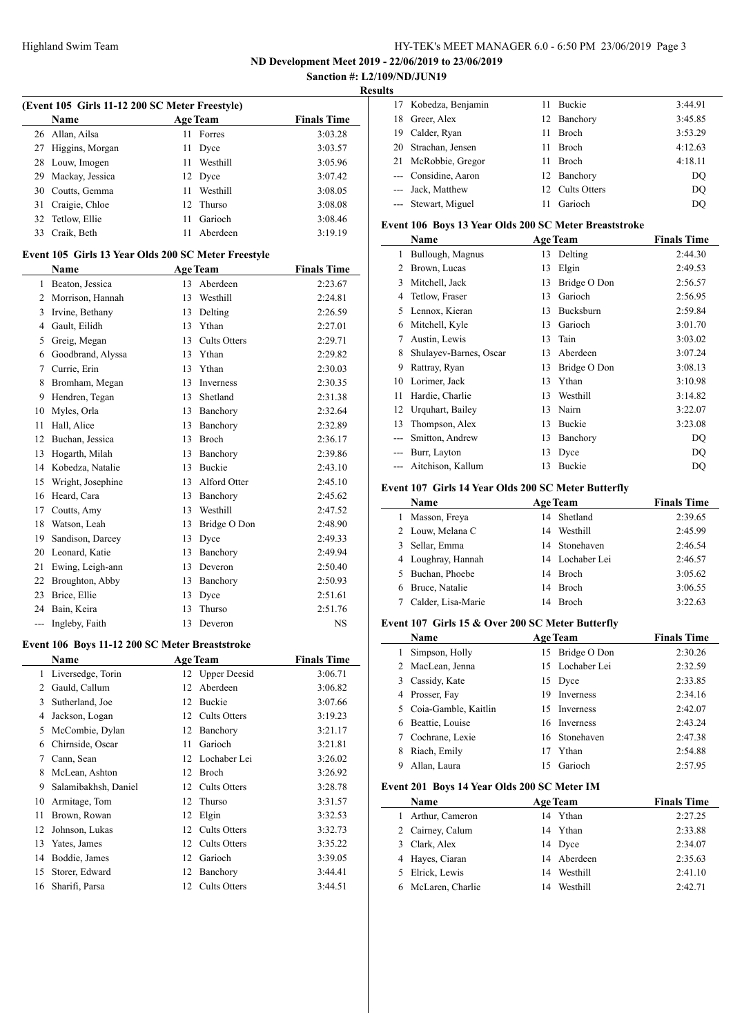**ND Development Meet 2019 - 22/06/2019 to 23/06/2019**

**Sanction #: L2/109/ND/JUN19**

**Results**

### (Event 105 Girls 11-12 200 SC Meter Freestyle)

| | Name | Age | Team | Finals Time |
|---|---|---|---|---|
| 26 | Allan, Ailsa | 11 | Forres | 3:03.28 |
| 27 | Higgins, Morgan | 11 | Dyce | 3:03.57 |
| 28 | Louw, Imogen | 11 | Westhill | 3:05.96 |
| 29 | Mackay, Jessica | 12 | Dyce | 3:07.42 |
| 30 | Coutts, Gemma | 11 | Westhill | 3:08.05 |
| 31 | Craigie, Chloe | 12 | Thurso | 3:08.08 |
| 32 | Tetlow, Ellie | 11 | Garioch | 3:08.46 |
| 33 | Craik, Beth | 11 | Aberdeen | 3:19.19 |

### Event 105 Girls 13 Year Olds 200 SC Meter Freestyle

| | Name | Age | Team | Finals Time |
|---|---|---|---|---|
| 1 | Beaton, Jessica | 13 | Aberdeen | 2:23.67 |
| 2 | Morrison, Hannah | 13 | Westhill | 2:24.81 |
| 3 | Irvine, Bethany | 13 | Delting | 2:26.59 |
| 4 | Gault, Eilidh | 13 | Ythan | 2:27.01 |
| 5 | Greig, Megan | 13 | Cults Otters | 2:29.71 |
| 6 | Goodbrand, Alyssa | 13 | Ythan | 2:29.82 |
| 7 | Currie, Erin | 13 | Ythan | 2:30.03 |
| 8 | Bromham, Megan | 13 | Inverness | 2:30.35 |
| 9 | Hendren, Tegan | 13 | Shetland | 2:31.38 |
| 10 | Myles, Orla | 13 | Banchory | 2:32.64 |
| 11 | Hall, Alice | 13 | Banchory | 2:32.89 |
| 12 | Buchan, Jessica | 13 | Broch | 2:36.17 |
| 13 | Hogarth, Milah | 13 | Banchory | 2:39.86 |
| 14 | Kobedza, Natalie | 13 | Buckie | 2:43.10 |
| 15 | Wright, Josephine | 13 | Alford Otter | 2:45.10 |
| 16 | Heard, Cara | 13 | Banchory | 2:45.62 |
| 17 | Coutts, Amy | 13 | Westhill | 2:47.52 |
| 18 | Watson, Leah | 13 | Bridge O Don | 2:48.90 |
| 19 | Sandison, Darcey | 13 | Dyce | 2:49.33 |
| 20 | Leonard, Katie | 13 | Banchory | 2:49.94 |
| 21 | Ewing, Leigh-ann | 13 | Deveron | 2:50.40 |
| 22 | Broughton, Abby | 13 | Banchory | 2:50.93 |
| 23 | Brice, Ellie | 13 | Dyce | 2:51.61 |
| 24 | Bain, Keira | 13 | Thurso | 2:51.76 |
| --- | Ingleby, Faith | 13 | Deveron | NS |

### Event 106 Boys 11-12 200 SC Meter Breaststroke

| | Name | Age | Team | Finals Time |
|---|---|---|---|---|
| 1 | Liversedge, Torin | 12 | Upper Deesid | 3:06.71 |
| 2 | Gauld, Callum | 12 | Aberdeen | 3:06.82 |
| 3 | Sutherland, Joe | 12 | Buckie | 3:07.66 |
| 4 | Jackson, Logan | 12 | Cults Otters | 3:19.23 |
| 5 | McCombie, Dylan | 12 | Banchory | 3:21.17 |
| 6 | Chirnside, Oscar | 11 | Garioch | 3:21.81 |
| 7 | Cann, Sean | 12 | Lochaber Lei | 3:26.02 |
| 8 | McLean, Ashton | 12 | Broch | 3:26.92 |
| 9 | Salamibakhsh, Daniel | 12 | Cults Otters | 3:28.78 |
| 10 | Armitage, Tom | 12 | Thurso | 3:31.57 |
| 11 | Brown, Rowan | 12 | Elgin | 3:32.53 |
| 12 | Johnson, Lukas | 12 | Cults Otters | 3:32.73 |
| 13 | Yates, James | 12 | Cults Otters | 3:35.22 |
| 14 | Boddie, James | 12 | Garioch | 3:39.05 |
| 15 | Storer, Edward | 12 | Banchory | 3:44.41 |
| 16 | Sharifi, Parsa | 12 | Cults Otters | 3:44.51 |
| 17 | Kobedza, Benjamin | 11 | Buckie | 3:44.91 |
| 18 | Greer, Alex | 12 | Banchory | 3:45.85 |
| 19 | Calder, Ryan | 11 | Broch | 3:53.29 |
| 20 | Strachan, Jensen | 11 | Broch | 4:12.63 |
| 21 | McRobbie, Gregor | 11 | Broch | 4:18.11 |
| --- | Considine, Aaron | 12 | Banchory | DQ |
| --- | Jack, Matthew | 12 | Cults Otters | DQ |
| --- | Stewart, Miguel | 11 | Garioch | DQ |

### Event 106 Boys 13 Year Olds 200 SC Meter Breaststroke

| | Name | Age | Team | Finals Time |
|---|---|---|---|---|
| 1 | Bullough, Magnus | 13 | Delting | 2:44.30 |
| 2 | Brown, Lucas | 13 | Elgin | 2:49.53 |
| 3 | Mitchell, Jack | 13 | Bridge O Don | 2:56.57 |
| 4 | Tetlow, Fraser | 13 | Garioch | 2:56.95 |
| 5 | Lennox, Kieran | 13 | Bucksburn | 2:59.84 |
| 6 | Mitchell, Kyle | 13 | Garioch | 3:01.70 |
| 7 | Austin, Lewis | 13 | Tain | 3:03.02 |
| 8 | Shulayev-Barnes, Oscar | 13 | Aberdeen | 3:07.24 |
| 9 | Rattray, Ryan | 13 | Bridge O Don | 3:08.13 |
| 10 | Lorimer, Jack | 13 | Ythan | 3:10.98 |
| 11 | Hardie, Charlie | 13 | Westhill | 3:14.82 |
| 12 | Urquhart, Bailey | 13 | Nairn | 3:22.07 |
| 13 | Thompson, Alex | 13 | Buckie | 3:23.08 |
| --- | Smitton, Andrew | 13 | Banchory | DQ |
| --- | Burr, Layton | 13 | Dyce | DQ |
| --- | Aitchison, Kallum | 13 | Buckie | DQ |

### Event 107 Girls 14 Year Olds 200 SC Meter Butterfly

| | Name | Age | Team | Finals Time |
|---|---|---|---|---|
| 1 | Masson, Freya | 14 | Shetland | 2:39.65 |
| 2 | Louw, Melana C | 14 | Westhill | 2:45.99 |
| 3 | Sellar, Emma | 14 | Stonehaven | 2:46.54 |
| 4 | Loughray, Hannah | 14 | Lochaber Lei | 2:46.57 |
| 5 | Buchan, Phoebe | 14 | Broch | 3:05.62 |
| 6 | Bruce, Natalie | 14 | Broch | 3:06.55 |
| 7 | Calder, Lisa-Marie | 14 | Broch | 3:22.63 |

### Event 107 Girls 15 & Over 200 SC Meter Butterfly

| | Name | Age | Team | Finals Time |
|---|---|---|---|---|
| 1 | Simpson, Holly | 15 | Bridge O Don | 2:30.26 |
| 2 | MacLean, Jenna | 15 | Lochaber Lei | 2:32.59 |
| 3 | Cassidy, Kate | 15 | Dyce | 2:33.85 |
| 4 | Prosser, Fay | 19 | Inverness | 2:34.16 |
| 5 | Coia-Gamble, Kaitlin | 15 | Inverness | 2:42.07 |
| 6 | Beattie, Louise | 16 | Inverness | 2:43.24 |
| 7 | Cochrane, Lexie | 16 | Stonehaven | 2:47.38 |
| 8 | Riach, Emily | 17 | Ythan | 2:54.88 |
| 9 | Allan, Laura | 15 | Garioch | 2:57.95 |

### Event 201 Boys 14 Year Olds 200 SC Meter IM

| | Name | Age | Team | Finals Time |
|---|---|---|---|---|
| 1 | Arthur, Cameron | 14 | Ythan | 2:27.25 |
| 2 | Cairney, Calum | 14 | Ythan | 2:33.88 |
| 3 | Clark, Alex | 14 | Dyce | 2:34.07 |
| 4 | Hayes, Ciaran | 14 | Aberdeen | 2:35.63 |
| 5 | Elrick, Lewis | 14 | Westhill | 2:41.10 |
| 6 | McLaren, Charlie | 14 | Westhill | 2:42.71 |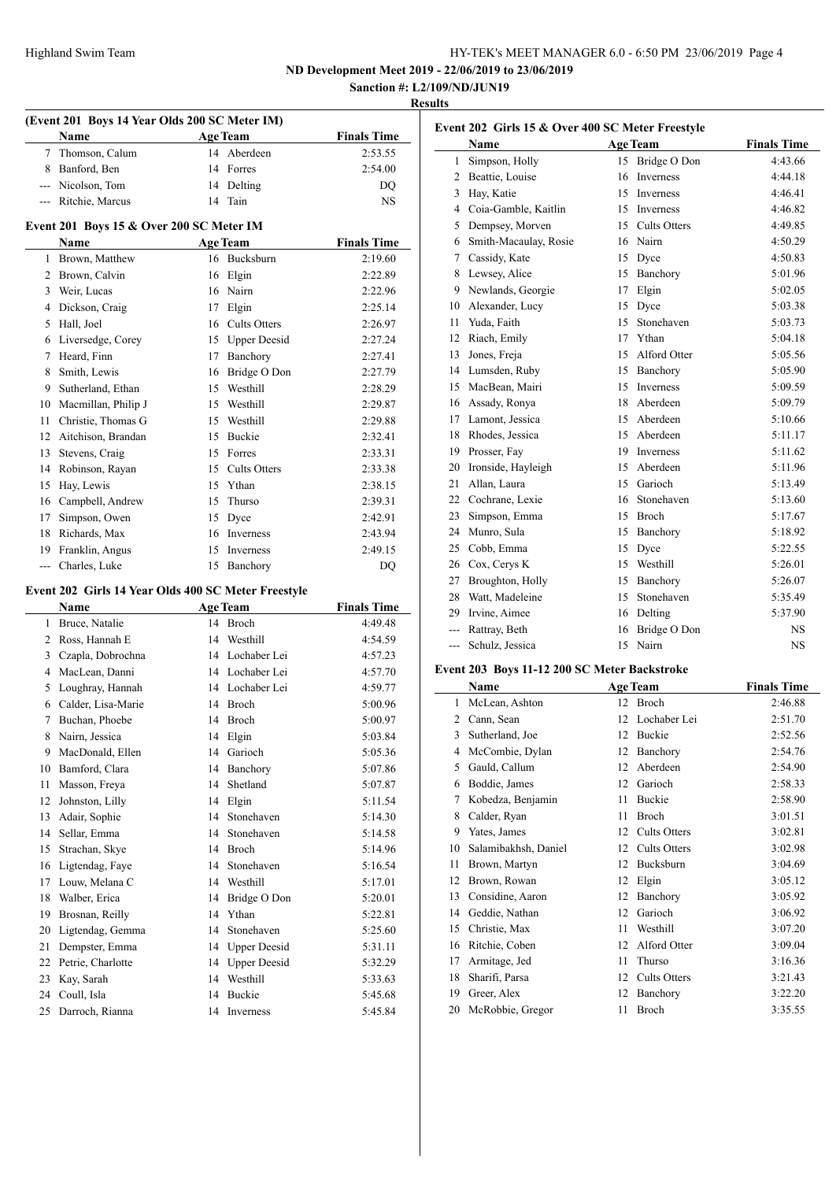ND Development Meet 2019 - 22/06/2019 to 23/06/2019

Sanction #: L2/109/ND/JUN19

Results

### (Event 201 Boys 14 Year Olds 200 SC Meter IM)

| | Name | Age | Team | Finals Time |
|---|---|---|---|---|
| 7 | Thomson, Calum | 14 | Aberdeen | 2:53.55 |
| 8 | Banford, Ben | 14 | Forres | 2:54.00 |
| --- | Nicolson, Tom | 14 | Delting | DQ |
| --- | Ritchie, Marcus | 14 | Tain | NS |

### Event 201 Boys 15 & Over 200 SC Meter IM

| | Name | Age | Team | Finals Time |
|---|---|---|---|---|
| 1 | Brown, Matthew | 16 | Bucksburn | 2:19.60 |
| 2 | Brown, Calvin | 16 | Elgin | 2:22.89 |
| 3 | Weir, Lucas | 16 | Nairn | 2:22.96 |
| 4 | Dickson, Craig | 17 | Elgin | 2:25.14 |
| 5 | Hall, Joel | 16 | Cults Otters | 2:26.97 |
| 6 | Liversedge, Corey | 15 | Upper Deesid | 2:27.24 |
| 7 | Heard, Finn | 17 | Banchory | 2:27.41 |
| 8 | Smith, Lewis | 16 | Bridge O Don | 2:27.79 |
| 9 | Sutherland, Ethan | 15 | Westhill | 2:28.29 |
| 10 | Macmillan, Philip J | 15 | Westhill | 2:29.87 |
| 11 | Christie, Thomas G | 15 | Westhill | 2:29.88 |
| 12 | Aitchison, Brandan | 15 | Buckie | 2:32.41 |
| 13 | Stevens, Craig | 15 | Forres | 2:33.31 |
| 14 | Robinson, Rayan | 15 | Cults Otters | 2:33.38 |
| 15 | Hay, Lewis | 15 | Ythan | 2:38.15 |
| 16 | Campbell, Andrew | 15 | Thurso | 2:39.31 |
| 17 | Simpson, Owen | 15 | Dyce | 2:42.91 |
| 18 | Richards, Max | 16 | Inverness | 2:43.94 |
| 19 | Franklin, Angus | 15 | Inverness | 2:49.15 |
| --- | Charles, Luke | 15 | Banchory | DQ |

### Event 202 Girls 14 Year Olds 400 SC Meter Freestyle

| | Name | Age | Team | Finals Time |
|---|---|---|---|---|
| 1 | Bruce, Natalie | 14 | Broch | 4:49.48 |
| 2 | Ross, Hannah E | 14 | Westhill | 4:54.59 |
| 3 | Czapla, Dobrochna | 14 | Lochaber Lei | 4:57.23 |
| 4 | MacLean, Danni | 14 | Lochaber Lei | 4:57.70 |
| 5 | Loughray, Hannah | 14 | Lochaber Lei | 4:59.77 |
| 6 | Calder, Lisa-Marie | 14 | Broch | 5:00.96 |
| 7 | Buchan, Phoebe | 14 | Broch | 5:00.97 |
| 8 | Nairn, Jessica | 14 | Elgin | 5:03.84 |
| 9 | MacDonald, Ellen | 14 | Garioch | 5:05.36 |
| 10 | Bamford, Clara | 14 | Banchory | 5:07.86 |
| 11 | Masson, Freya | 14 | Shetland | 5:07.87 |
| 12 | Johnston, Lilly | 14 | Elgin | 5:11.54 |
| 13 | Adair, Sophie | 14 | Stonehaven | 5:14.30 |
| 14 | Sellar, Emma | 14 | Stonehaven | 5:14.58 |
| 15 | Strachan, Skye | 14 | Broch | 5:14.96 |
| 16 | Ligtendag, Faye | 14 | Stonehaven | 5:16.54 |
| 17 | Louw, Melana C | 14 | Westhill | 5:17.01 |
| 18 | Walber, Erica | 14 | Bridge O Don | 5:20.01 |
| 19 | Brosnan, Reilly | 14 | Ythan | 5:22.81 |
| 20 | Ligtendag, Gemma | 14 | Stonehaven | 5:25.60 |
| 21 | Dempster, Emma | 14 | Upper Deesid | 5:31.11 |
| 22 | Petrie, Charlotte | 14 | Upper Deesid | 5:32.29 |
| 23 | Kay, Sarah | 14 | Westhill | 5:33.63 |
| 24 | Coull, Isla | 14 | Buckie | 5:45.68 |
| 25 | Darroch, Rianna | 14 | Inverness | 5:45.84 |

### Event 202 Girls 15 & Over 400 SC Meter Freestyle

| | Name | Age | Team | Finals Time |
|---|---|---|---|---|
| 1 | Simpson, Holly | 15 | Bridge O Don | 4:43.66 |
| 2 | Beattie, Louise | 16 | Inverness | 4:44.18 |
| 3 | Hay, Katie | 15 | Inverness | 4:46.41 |
| 4 | Coia-Gamble, Kaitlin | 15 | Inverness | 4:46.82 |
| 5 | Dempsey, Morven | 15 | Cults Otters | 4:49.85 |
| 6 | Smith-Macaulay, Rosie | 16 | Nairn | 4:50.29 |
| 7 | Cassidy, Kate | 15 | Dyce | 4:50.83 |
| 8 | Lewsey, Alice | 15 | Banchory | 5:01.96 |
| 9 | Newlands, Georgie | 17 | Elgin | 5:02.05 |
| 10 | Alexander, Lucy | 15 | Dyce | 5:03.38 |
| 11 | Yuda, Faith | 15 | Stonehaven | 5:03.73 |
| 12 | Riach, Emily | 17 | Ythan | 5:04.18 |
| 13 | Jones, Freja | 15 | Alford Otter | 5:05.56 |
| 14 | Lumsden, Ruby | 15 | Banchory | 5:05.90 |
| 15 | MacBean, Mairi | 15 | Inverness | 5:09.59 |
| 16 | Assady, Ronya | 18 | Aberdeen | 5:09.79 |
| 17 | Lamont, Jessica | 15 | Aberdeen | 5:10.66 |
| 18 | Rhodes, Jessica | 15 | Aberdeen | 5:11.17 |
| 19 | Prosser, Fay | 19 | Inverness | 5:11.62 |
| 20 | Ironside, Hayleigh | 15 | Aberdeen | 5:11.96 |
| 21 | Allan, Laura | 15 | Garioch | 5:13.49 |
| 22 | Cochrane, Lexie | 16 | Stonehaven | 5:13.60 |
| 23 | Simpson, Emma | 15 | Broch | 5:17.67 |
| 24 | Munro, Sula | 15 | Banchory | 5:18.92 |
| 25 | Cobb, Emma | 15 | Dyce | 5:22.55 |
| 26 | Cox, Cerys K | 15 | Westhill | 5:26.01 |
| 27 | Broughton, Holly | 15 | Banchory | 5:26.07 |
| 28 | Watt, Madeleine | 15 | Stonehaven | 5:35.49 |
| 29 | Irvine, Aimee | 16 | Delting | 5:37.90 |
| --- | Rattray, Beth | 16 | Bridge O Don | NS |
| --- | Schulz, Jessica | 15 | Nairn | NS |

### Event 203 Boys 11-12 200 SC Meter Backstroke

| | Name | Age | Team | Finals Time |
|---|---|---|---|---|
| 1 | McLean, Ashton | 12 | Broch | 2:46.88 |
| 2 | Cann, Sean | 12 | Lochaber Lei | 2:51.70 |
| 3 | Sutherland, Joe | 12 | Buckie | 2:52.56 |
| 4 | McCombie, Dylan | 12 | Banchory | 2:54.76 |
| 5 | Gauld, Callum | 12 | Aberdeen | 2:54.90 |
| 6 | Boddie, James | 12 | Garioch | 2:58.33 |
| 7 | Kobedza, Benjamin | 11 | Buckie | 2:58.90 |
| 8 | Calder, Ryan | 11 | Broch | 3:01.51 |
| 9 | Yates, James | 12 | Cults Otters | 3:02.81 |
| 10 | Salamibakhsh, Daniel | 12 | Cults Otters | 3:02.98 |
| 11 | Brown, Martyn | 12 | Bucksburn | 3:04.69 |
| 12 | Brown, Rowan | 12 | Elgin | 3:05.12 |
| 13 | Considine, Aaron | 12 | Banchory | 3:05.92 |
| 14 | Geddie, Nathan | 12 | Garioch | 3:06.92 |
| 15 | Christie, Max | 11 | Westhill | 3:07.20 |
| 16 | Ritchie, Coben | 12 | Alford Otter | 3:09.04 |
| 17 | Armitage, Jed | 11 | Thurso | 3:16.36 |
| 18 | Sharifi, Parsa | 12 | Cults Otters | 3:21.43 |
| 19 | Greer, Alex | 12 | Banchory | 3:22.20 |
| 20 | McRobbie, Gregor | 11 | Broch | 3:35.55 |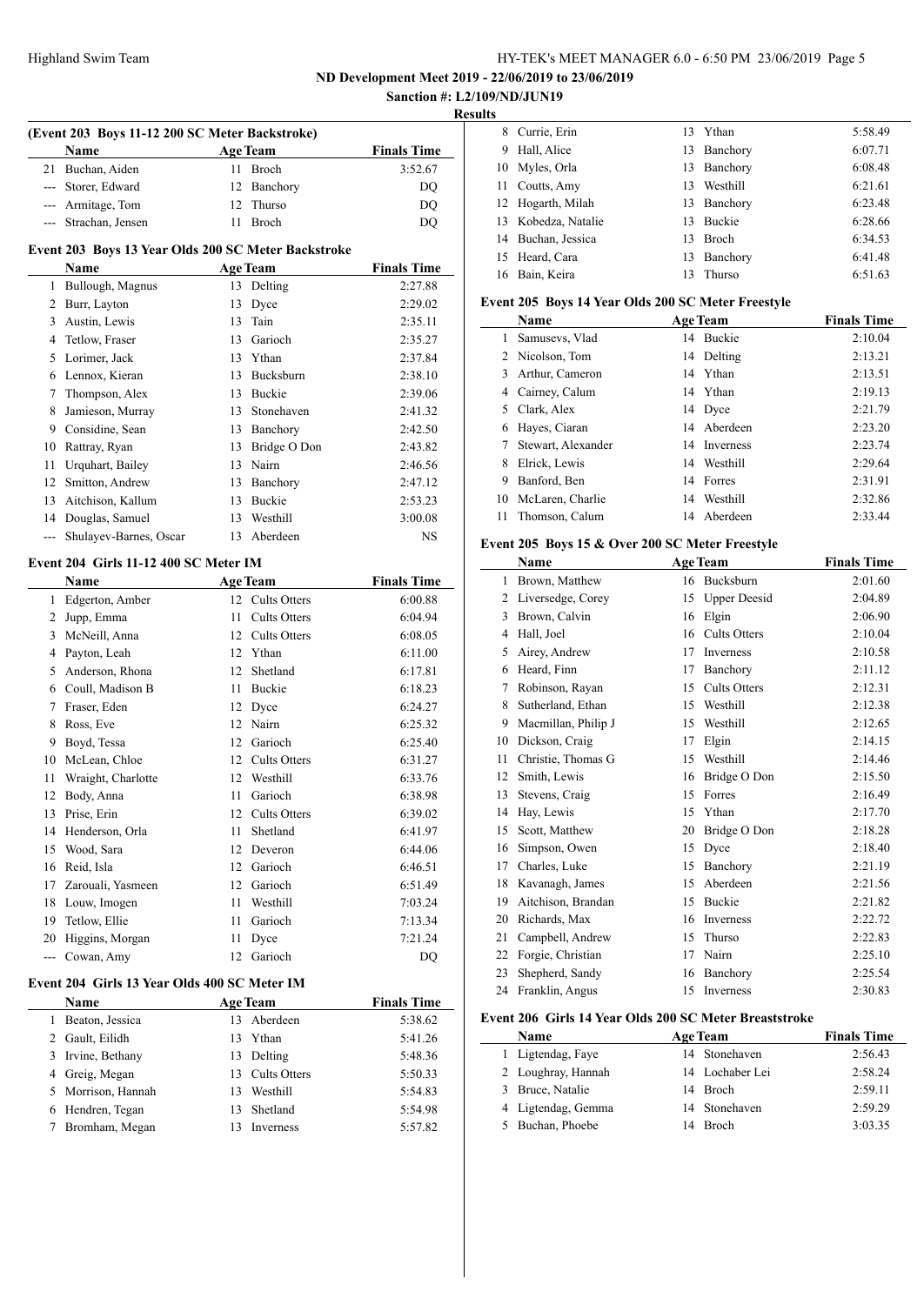## Results

### (Event 203 Boys 11-12 200 SC Meter Backstroke)

| | Name | Age | Team | Finals Time |
|---|---|---|---|---|
| 21 | Buchan, Aiden | 11 | Broch | 3:52.67 |
| --- | Storer, Edward | 12 | Banchory | DQ |
| --- | Armitage, Tom | 12 | Thurso | DQ |
| --- | Strachan, Jensen | 11 | Broch | DQ |

### Event 203 Boys 13 Year Olds 200 SC Meter Backstroke

| | Name | Age | Team | Finals Time |
|---|---|---|---|---|
| 1 | Bullough, Magnus | 13 | Delting | 2:27.88 |
| 2 | Burr, Layton | 13 | Dyce | 2:29.02 |
| 3 | Austin, Lewis | 13 | Tain | 2:35.11 |
| 4 | Tetlow, Fraser | 13 | Garioch | 2:35.27 |
| 5 | Lorimer, Jack | 13 | Ythan | 2:37.84 |
| 6 | Lennox, Kieran | 13 | Bucksburn | 2:38.10 |
| 7 | Thompson, Alex | 13 | Buckie | 2:39.06 |
| 8 | Jamieson, Murray | 13 | Stonehaven | 2:41.32 |
| 9 | Considine, Sean | 13 | Banchory | 2:42.50 |
| 10 | Rattray, Ryan | 13 | Bridge O Don | 2:43.82 |
| 11 | Urquhart, Bailey | 13 | Nairn | 2:46.56 |
| 12 | Smitton, Andrew | 13 | Banchory | 2:47.12 |
| 13 | Aitchison, Kallum | 13 | Buckie | 2:53.23 |
| 14 | Douglas, Samuel | 13 | Westhill | 3:00.08 |
| --- | Shulayev-Barnes, Oscar | 13 | Aberdeen | NS |

### Event 204 Girls 11-12 400 SC Meter IM

| | Name | Age | Team | Finals Time |
|---|---|---|---|---|
| 1 | Edgerton, Amber | 12 | Cults Otters | 6:00.88 |
| 2 | Jupp, Emma | 11 | Cults Otters | 6:04.94 |
| 3 | McNeill, Anna | 12 | Cults Otters | 6:08.05 |
| 4 | Payton, Leah | 12 | Ythan | 6:11.00 |
| 5 | Anderson, Rhona | 12 | Shetland | 6:17.81 |
| 6 | Coull, Madison B | 11 | Buckie | 6:18.23 |
| 7 | Fraser, Eden | 12 | Dyce | 6:24.27 |
| 8 | Ross, Eve | 12 | Nairn | 6:25.32 |
| 9 | Boyd, Tessa | 12 | Garioch | 6:25.40 |
| 10 | McLean, Chloe | 12 | Cults Otters | 6:31.27 |
| 11 | Wraight, Charlotte | 12 | Westhill | 6:33.76 |
| 12 | Body, Anna | 11 | Garioch | 6:38.98 |
| 13 | Prise, Erin | 12 | Cults Otters | 6:39.02 |
| 14 | Henderson, Orla | 11 | Shetland | 6:41.97 |
| 15 | Wood, Sara | 12 | Deveron | 6:44.06 |
| 16 | Reid, Isla | 12 | Garioch | 6:46.51 |
| 17 | Zarouali, Yasmeen | 12 | Garioch | 6:51.49 |
| 18 | Louw, Imogen | 11 | Westhill | 7:03.24 |
| 19 | Tetlow, Ellie | 11 | Garioch | 7:13.34 |
| 20 | Higgins, Morgan | 11 | Dyce | 7:21.24 |
| --- | Cowan, Amy | 12 | Garioch | DQ |

### Event 204 Girls 13 Year Olds 400 SC Meter IM

| | Name | Age | Team | Finals Time |
|---|---|---|---|---|
| 1 | Beaton, Jessica | 13 | Aberdeen | 5:38.62 |
| 2 | Gault, Eilidh | 13 | Ythan | 5:41.26 |
| 3 | Irvine, Bethany | 13 | Delting | 5:48.36 |
| 4 | Greig, Megan | 13 | Cults Otters | 5:50.33 |
| 5 | Morrison, Hannah | 13 | Westhill | 5:54.83 |
| 6 | Hendren, Tegan | 13 | Shetland | 5:54.98 |
| 7 | Bromham, Megan | 13 | Inverness | 5:57.82 |
| 8 | Currie, Erin | 13 | Ythan | 5:58.49 |
| 9 | Hall, Alice | 13 | Banchory | 6:07.71 |
| 10 | Myles, Orla | 13 | Banchory | 6:08.48 |
| 11 | Coutts, Amy | 13 | Westhill | 6:21.61 |
| 12 | Hogarth, Milah | 13 | Banchory | 6:23.48 |
| 13 | Kobedza, Natalie | 13 | Buckie | 6:28.66 |
| 14 | Buchan, Jessica | 13 | Broch | 6:34.53 |
| 15 | Heard, Cara | 13 | Banchory | 6:41.48 |
| 16 | Bain, Keira | 13 | Thurso | 6:51.63 |

### Event 205 Boys 14 Year Olds 200 SC Meter Freestyle

| | Name | Age | Team | Finals Time |
|---|---|---|---|---|
| 1 | Samusevs, Vlad | 14 | Buckie | 2:10.04 |
| 2 | Nicolson, Tom | 14 | Delting | 2:13.21 |
| 3 | Arthur, Cameron | 14 | Ythan | 2:13.51 |
| 4 | Cairney, Calum | 14 | Ythan | 2:19.13 |
| 5 | Clark, Alex | 14 | Dyce | 2:21.79 |
| 6 | Hayes, Ciaran | 14 | Aberdeen | 2:23.20 |
| 7 | Stewart, Alexander | 14 | Inverness | 2:23.74 |
| 8 | Elrick, Lewis | 14 | Westhill | 2:29.64 |
| 9 | Banford, Ben | 14 | Forres | 2:31.91 |
| 10 | McLaren, Charlie | 14 | Westhill | 2:32.86 |
| 11 | Thomson, Calum | 14 | Aberdeen | 2:33.44 |

### Event 205 Boys 15 & Over 200 SC Meter Freestyle

| | Name | Age | Team | Finals Time |
|---|---|---|---|---|
| 1 | Brown, Matthew | 16 | Bucksburn | 2:01.60 |
| 2 | Liversedge, Corey | 15 | Upper Deesid | 2:04.89 |
| 3 | Brown, Calvin | 16 | Elgin | 2:06.90 |
| 4 | Hall, Joel | 16 | Cults Otters | 2:10.04 |
| 5 | Airey, Andrew | 17 | Inverness | 2:10.58 |
| 6 | Heard, Finn | 17 | Banchory | 2:11.12 |
| 7 | Robinson, Rayan | 15 | Cults Otters | 2:12.31 |
| 8 | Sutherland, Ethan | 15 | Westhill | 2:12.38 |
| 9 | Macmillan, Philip J | 15 | Westhill | 2:12.65 |
| 10 | Dickson, Craig | 17 | Elgin | 2:14.15 |
| 11 | Christie, Thomas G | 15 | Westhill | 2:14.46 |
| 12 | Smith, Lewis | 16 | Bridge O Don | 2:15.50 |
| 13 | Stevens, Craig | 15 | Forres | 2:16.49 |
| 14 | Hay, Lewis | 15 | Ythan | 2:17.70 |
| 15 | Scott, Matthew | 20 | Bridge O Don | 2:18.28 |
| 16 | Simpson, Owen | 15 | Dyce | 2:18.40 |
| 17 | Charles, Luke | 15 | Banchory | 2:21.19 |
| 18 | Kavanagh, James | 15 | Aberdeen | 2:21.56 |
| 19 | Aitchison, Brandan | 15 | Buckie | 2:21.82 |
| 20 | Richards, Max | 16 | Inverness | 2:22.72 |
| 21 | Campbell, Andrew | 15 | Thurso | 2:22.83 |
| 22 | Forgie, Christian | 17 | Nairn | 2:25.10 |
| 23 | Shepherd, Sandy | 16 | Banchory | 2:25.54 |
| 24 | Franklin, Angus | 15 | Inverness | 2:30.83 |

### Event 206 Girls 14 Year Olds 200 SC Meter Breaststroke

| | Name | Age | Team | Finals Time |
|---|---|---|---|---|
| 1 | Ligtendag, Faye | 14 | Stonehaven | 2:56.43 |
| 2 | Loughray, Hannah | 14 | Lochaber Lei | 2:58.24 |
| 3 | Bruce, Natalie | 14 | Broch | 2:59.11 |
| 4 | Ligtendag, Gemma | 14 | Stonehaven | 2:59.29 |
| 5 | Buchan, Phoebe | 14 | Broch | 3:03.35 |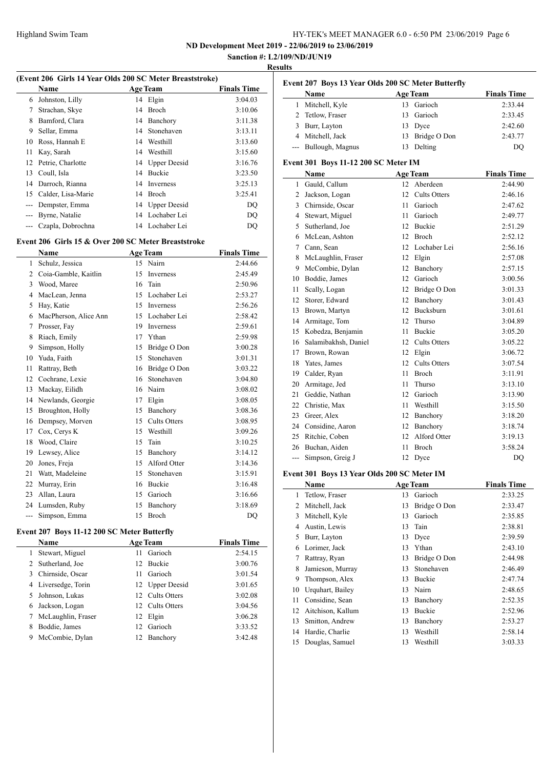**ND Development Meet 2019 - 22/06/2019 to 23/06/2019**

**Sanction #: L2/109/ND/JUN19**

**Results**

### (Event 206 Girls 14 Year Olds 200 SC Meter Breaststroke)

| | Name | Age | Team | Finals Time |
|---|---|---|---|---|
| 6 | Johnston, Lilly | 14 | Elgin | 3:04.03 |
| 7 | Strachan, Skye | 14 | Broch | 3:10.06 |
| 8 | Bamford, Clara | 14 | Banchory | 3:11.38 |
| 9 | Sellar, Emma | 14 | Stonehaven | 3:13.11 |
| 10 | Ross, Hannah E | 14 | Westhill | 3:13.60 |
| 11 | Kay, Sarah | 14 | Westhill | 3:15.60 |
| 12 | Petrie, Charlotte | 14 | Upper Deesid | 3:16.76 |
| 13 | Coull, Isla | 14 | Buckie | 3:23.50 |
| 14 | Darroch, Rianna | 14 | Inverness | 3:25.13 |
| 15 | Calder, Lisa-Marie | 14 | Broch | 3:25.41 |
| --- | Dempster, Emma | 14 | Upper Deesid | DQ |
| --- | Byrne, Natalie | 14 | Lochaber Lei | DQ |
| --- | Czapla, Dobrochna | 14 | Lochaber Lei | DQ |

### Event 206 Girls 15 & Over 200 SC Meter Breaststroke

| | Name | Age | Team | Finals Time |
|---|---|---|---|---|
| 1 | Schulz, Jessica | 15 | Nairn | 2:44.66 |
| 2 | Coia-Gamble, Kaitlin | 15 | Inverness | 2:45.49 |
| 3 | Wood, Maree | 16 | Tain | 2:50.96 |
| 4 | MacLean, Jenna | 15 | Lochaber Lei | 2:53.27 |
| 5 | Hay, Katie | 15 | Inverness | 2:56.26 |
| 6 | MacPherson, Alice Ann | 15 | Lochaber Lei | 2:58.42 |
| 7 | Prosser, Fay | 19 | Inverness | 2:59.61 |
| 8 | Riach, Emily | 17 | Ythan | 2:59.98 |
| 9 | Simpson, Holly | 15 | Bridge O Don | 3:00.28 |
| 10 | Yuda, Faith | 15 | Stonehaven | 3:01.31 |
| 11 | Rattray, Beth | 16 | Bridge O Don | 3:03.22 |
| 12 | Cochrane, Lexie | 16 | Stonehaven | 3:04.80 |
| 13 | Mackay, Eilidh | 16 | Nairn | 3:08.02 |
| 14 | Newlands, Georgie | 17 | Elgin | 3:08.05 |
| 15 | Broughton, Holly | 15 | Banchory | 3:08.36 |
| 16 | Dempsey, Morven | 15 | Cults Otters | 3:08.95 |
| 17 | Cox, Cerys K | 15 | Westhill | 3:09.26 |
| 18 | Wood, Claire | 15 | Tain | 3:10.25 |
| 19 | Lewsey, Alice | 15 | Banchory | 3:14.12 |
| 20 | Jones, Freja | 15 | Alford Otter | 3:14.36 |
| 21 | Watt, Madeleine | 15 | Stonehaven | 3:15.91 |
| 22 | Murray, Erin | 16 | Buckie | 3:16.48 |
| 23 | Allan, Laura | 15 | Garioch | 3:16.66 |
| 24 | Lumsden, Ruby | 15 | Banchory | 3:18.69 |
| --- | Simpson, Emma | 15 | Broch | DQ |

### Event 207 Boys 11-12 200 SC Meter Butterfly

| | Name | Age | Team | Finals Time |
|---|---|---|---|---|
| 1 | Stewart, Miguel | 11 | Garioch | 2:54.15 |
| 2 | Sutherland, Joe | 12 | Buckie | 3:00.76 |
| 3 | Chirnside, Oscar | 11 | Garioch | 3:01.54 |
| 4 | Liversedge, Torin | 12 | Upper Deesid | 3:01.65 |
| 5 | Johnson, Lukas | 12 | Cults Otters | 3:02.08 |
| 6 | Jackson, Logan | 12 | Cults Otters | 3:04.56 |
| 7 | McLaughlin, Fraser | 12 | Elgin | 3:06.28 |
| 8 | Boddie, James | 12 | Garioch | 3:33.52 |
| 9 | McCombie, Dylan | 12 | Banchory | 3:42.48 |

### Event 207 Boys 13 Year Olds 200 SC Meter Butterfly

| | Name | Age | Team | Finals Time |
|---|---|---|---|---|
| 1 | Mitchell, Kyle | 13 | Garioch | 2:33.44 |
| 2 | Tetlow, Fraser | 13 | Garioch | 2:33.45 |
| 3 | Burr, Layton | 13 | Dyce | 2:42.60 |
| 4 | Mitchell, Jack | 13 | Bridge O Don | 2:43.77 |
| --- | Bullough, Magnus | 13 | Delting | DQ |

### Event 301 Boys 11-12 200 SC Meter IM

| | Name | Age | Team | Finals Time |
|---|---|---|---|---|
| 1 | Gauld, Callum | 12 | Aberdeen | 2:44.90 |
| 2 | Jackson, Logan | 12 | Cults Otters | 2:46.16 |
| 3 | Chirnside, Oscar | 11 | Garioch | 2:47.62 |
| 4 | Stewart, Miguel | 11 | Garioch | 2:49.77 |
| 5 | Sutherland, Joe | 12 | Buckie | 2:51.29 |
| 6 | McLean, Ashton | 12 | Broch | 2:52.12 |
| 7 | Cann, Sean | 12 | Lochaber Lei | 2:56.16 |
| 8 | McLaughlin, Fraser | 12 | Elgin | 2:57.08 |
| 9 | McCombie, Dylan | 12 | Banchory | 2:57.15 |
| 10 | Boddie, James | 12 | Garioch | 3:00.56 |
| 11 | Scally, Logan | 12 | Bridge O Don | 3:01.33 |
| 12 | Storer, Edward | 12 | Banchory | 3:01.43 |
| 13 | Brown, Martyn | 12 | Bucksburn | 3:01.61 |
| 14 | Armitage, Tom | 12 | Thurso | 3:04.89 |
| 15 | Kobedza, Benjamin | 11 | Buckie | 3:05.20 |
| 16 | Salamibakhsh, Daniel | 12 | Cults Otters | 3:05.22 |
| 17 | Brown, Rowan | 12 | Elgin | 3:06.72 |
| 18 | Yates, James | 12 | Cults Otters | 3:07.54 |
| 19 | Calder, Ryan | 11 | Broch | 3:11.91 |
| 20 | Armitage, Jed | 11 | Thurso | 3:13.10 |
| 21 | Geddie, Nathan | 12 | Garioch | 3:13.90 |
| 22 | Christie, Max | 11 | Westhill | 3:15.50 |
| 23 | Greer, Alex | 12 | Banchory | 3:18.20 |
| 24 | Considine, Aaron | 12 | Banchory | 3:18.74 |
| 25 | Ritchie, Coben | 12 | Alford Otter | 3:19.13 |
| 26 | Buchan, Aiden | 11 | Broch | 3:58.24 |
| --- | Simpson, Greig J | 12 | Dyce | DQ |

### Event 301 Boys 13 Year Olds 200 SC Meter IM

| | Name | Age | Team | Finals Time |
|---|---|---|---|---|
| 1 | Tetlow, Fraser | 13 | Garioch | 2:33.25 |
| 2 | Mitchell, Jack | 13 | Bridge O Don | 2:33.47 |
| 3 | Mitchell, Kyle | 13 | Garioch | 2:35.85 |
| 4 | Austin, Lewis | 13 | Tain | 2:38.81 |
| 5 | Burr, Layton | 13 | Dyce | 2:39.59 |
| 6 | Lorimer, Jack | 13 | Ythan | 2:43.10 |
| 7 | Rattray, Ryan | 13 | Bridge O Don | 2:44.98 |
| 8 | Jamieson, Murray | 13 | Stonehaven | 2:46.49 |
| 9 | Thompson, Alex | 13 | Buckie | 2:47.74 |
| 10 | Urquhart, Bailey | 13 | Nairn | 2:48.65 |
| 11 | Considine, Sean | 13 | Banchory | 2:52.35 |
| 12 | Aitchison, Kallum | 13 | Buckie | 2:52.96 |
| 13 | Smitton, Andrew | 13 | Banchory | 2:53.27 |
| 14 | Hardie, Charlie | 13 | Westhill | 2:58.14 |
| 15 | Douglas, Samuel | 13 | Westhill | 3:03.33 |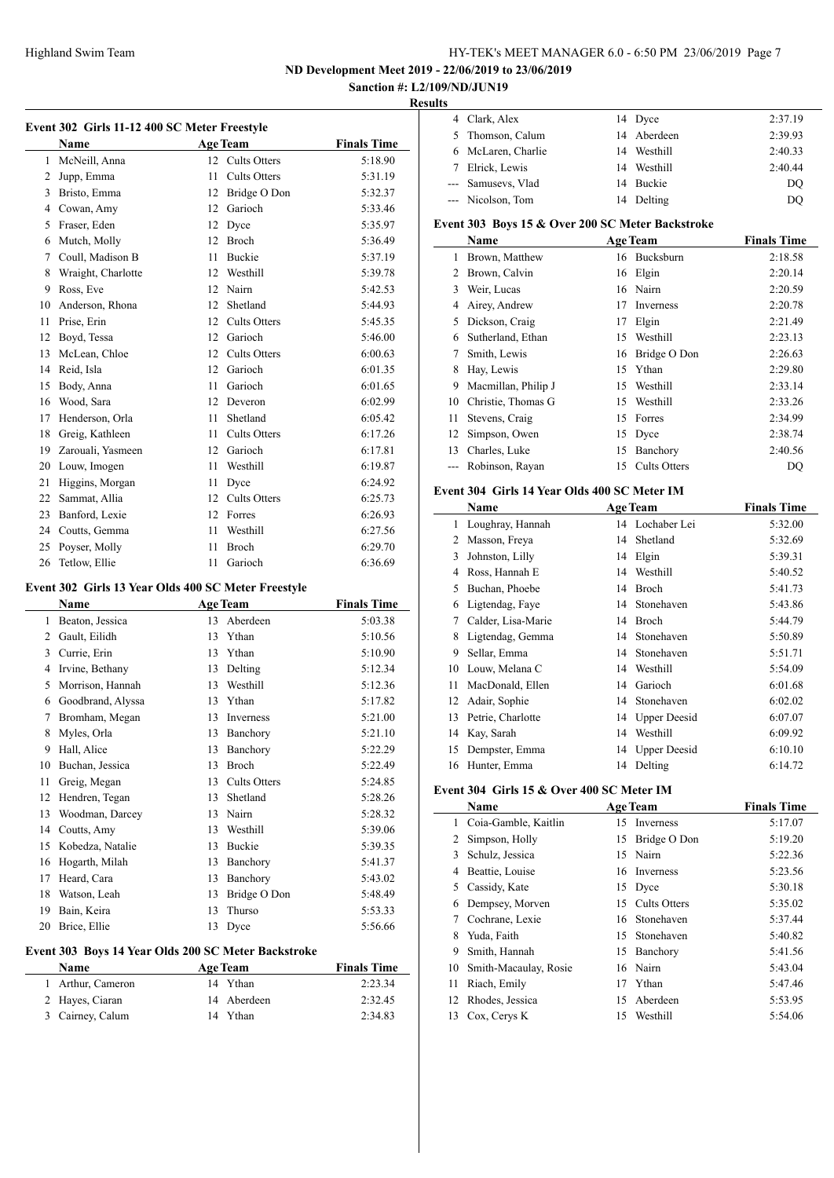ND Development Meet 2019 - 22/06/2019 to 23/06/2019

Sanction #: L2/109/ND/JUN19

Results

### Event 302 Girls 11-12 400 SC Meter Freestyle

| | Name | Age | Team | Finals Time |
|---|---|---|---|---|
| 1 | McNeill, Anna | 12 | Cults Otters | 5:18.90 |
| 2 | Jupp, Emma | 11 | Cults Otters | 5:31.19 |
| 3 | Bristo, Emma | 12 | Bridge O Don | 5:32.37 |
| 4 | Cowan, Amy | 12 | Garioch | 5:33.46 |
| 5 | Fraser, Eden | 12 | Dyce | 5:35.97 |
| 6 | Mutch, Molly | 12 | Broch | 5:36.49 |
| 7 | Coull, Madison B | 11 | Buckie | 5:37.19 |
| 8 | Wraight, Charlotte | 12 | Westhill | 5:39.78 |
| 9 | Ross, Eve | 12 | Nairn | 5:42.53 |
| 10 | Anderson, Rhona | 12 | Shetland | 5:44.93 |
| 11 | Prise, Erin | 12 | Cults Otters | 5:45.35 |
| 12 | Boyd, Tessa | 12 | Garioch | 5:46.00 |
| 13 | McLean, Chloe | 12 | Cults Otters | 6:00.63 |
| 14 | Reid, Isla | 12 | Garioch | 6:01.35 |
| 15 | Body, Anna | 11 | Garioch | 6:01.65 |
| 16 | Wood, Sara | 12 | Deveron | 6:02.99 |
| 17 | Henderson, Orla | 11 | Shetland | 6:05.42 |
| 18 | Greig, Kathleen | 11 | Cults Otters | 6:17.26 |
| 19 | Zarouali, Yasmeen | 12 | Garioch | 6:17.81 |
| 20 | Louw, Imogen | 11 | Westhill | 6:19.87 |
| 21 | Higgins, Morgan | 11 | Dyce | 6:24.92 |
| 22 | Sammat, Allia | 12 | Cults Otters | 6:25.73 |
| 23 | Banford, Lexie | 12 | Forres | 6:26.93 |
| 24 | Coutts, Gemma | 11 | Westhill | 6:27.56 |
| 25 | Poyser, Molly | 11 | Broch | 6:29.70 |
| 26 | Tetlow, Ellie | 11 | Garioch | 6:36.69 |

### Event 302 Girls 13 Year Olds 400 SC Meter Freestyle

| | Name | Age | Team | Finals Time |
|---|---|---|---|---|
| 1 | Beaton, Jessica | 13 | Aberdeen | 5:03.38 |
| 2 | Gault, Eilidh | 13 | Ythan | 5:10.56 |
| 3 | Currie, Erin | 13 | Ythan | 5:10.90 |
| 4 | Irvine, Bethany | 13 | Delting | 5:12.34 |
| 5 | Morrison, Hannah | 13 | Westhill | 5:12.36 |
| 6 | Goodbrand, Alyssa | 13 | Ythan | 5:17.82 |
| 7 | Bromham, Megan | 13 | Inverness | 5:21.00 |
| 8 | Myles, Orla | 13 | Banchory | 5:21.10 |
| 9 | Hall, Alice | 13 | Banchory | 5:22.29 |
| 10 | Buchan, Jessica | 13 | Broch | 5:22.49 |
| 11 | Greig, Megan | 13 | Cults Otters | 5:24.85 |
| 12 | Hendren, Tegan | 13 | Shetland | 5:28.26 |
| 13 | Woodman, Darcey | 13 | Nairn | 5:28.32 |
| 14 | Coutts, Amy | 13 | Westhill | 5:39.06 |
| 15 | Kobedza, Natalie | 13 | Buckie | 5:39.35 |
| 16 | Hogarth, Milah | 13 | Banchory | 5:41.37 |
| 17 | Heard, Cara | 13 | Banchory | 5:43.02 |
| 18 | Watson, Leah | 13 | Bridge O Don | 5:48.49 |
| 19 | Bain, Keira | 13 | Thurso | 5:53.33 |
| 20 | Brice, Ellie | 13 | Dyce | 5:56.66 |

### Event 303 Boys 14 Year Olds 200 SC Meter Backstroke

| | Name | Age | Team | Finals Time |
|---|---|---|---|---|
| 1 | Arthur, Cameron | 14 | Ythan | 2:23.34 |
| 2 | Hayes, Ciaran | 14 | Aberdeen | 2:32.45 |
| 3 | Cairney, Calum | 14 | Ythan | 2:34.83 |
| 4 | Clark, Alex | 14 | Dyce | 2:37.19 |
| 5 | Thomson, Calum | 14 | Aberdeen | 2:39.93 |
| 6 | McLaren, Charlie | 14 | Westhill | 2:40.33 |
| 7 | Elrick, Lewis | 14 | Westhill | 2:40.44 |
| --- | Samusevs, Vlad | 14 | Buckie | DQ |
| --- | Nicolson, Tom | 14 | Delting | DQ |

### Event 303 Boys 15 & Over 200 SC Meter Backstroke

| | Name | Age | Team | Finals Time |
|---|---|---|---|---|
| 1 | Brown, Matthew | 16 | Bucksburn | 2:18.58 |
| 2 | Brown, Calvin | 16 | Elgin | 2:20.14 |
| 3 | Weir, Lucas | 16 | Nairn | 2:20.59 |
| 4 | Airey, Andrew | 17 | Inverness | 2:20.78 |
| 5 | Dickson, Craig | 17 | Elgin | 2:21.49 |
| 6 | Sutherland, Ethan | 15 | Westhill | 2:23.13 |
| 7 | Smith, Lewis | 16 | Bridge O Don | 2:26.63 |
| 8 | Hay, Lewis | 15 | Ythan | 2:29.80 |
| 9 | Macmillan, Philip J | 15 | Westhill | 2:33.14 |
| 10 | Christie, Thomas G | 15 | Westhill | 2:33.26 |
| 11 | Stevens, Craig | 15 | Forres | 2:34.99 |
| 12 | Simpson, Owen | 15 | Dyce | 2:38.74 |
| 13 | Charles, Luke | 15 | Banchory | 2:40.56 |
| --- | Robinson, Rayan | 15 | Cults Otters | DQ |

### Event 304 Girls 14 Year Olds 400 SC Meter IM

| | Name | Age | Team | Finals Time |
|---|---|---|---|---|
| 1 | Loughray, Hannah | 14 | Lochaber Lei | 5:32.00 |
| 2 | Masson, Freya | 14 | Shetland | 5:32.69 |
| 3 | Johnston, Lilly | 14 | Elgin | 5:39.31 |
| 4 | Ross, Hannah E | 14 | Westhill | 5:40.52 |
| 5 | Buchan, Phoebe | 14 | Broch | 5:41.73 |
| 6 | Ligtendag, Faye | 14 | Stonehaven | 5:43.86 |
| 7 | Calder, Lisa-Marie | 14 | Broch | 5:44.79 |
| 8 | Ligtendag, Gemma | 14 | Stonehaven | 5:50.89 |
| 9 | Sellar, Emma | 14 | Stonehaven | 5:51.71 |
| 10 | Louw, Melana C | 14 | Westhill | 5:54.09 |
| 11 | MacDonald, Ellen | 14 | Garioch | 6:01.68 |
| 12 | Adair, Sophie | 14 | Stonehaven | 6:02.02 |
| 13 | Petrie, Charlotte | 14 | Upper Deesid | 6:07.07 |
| 14 | Kay, Sarah | 14 | Westhill | 6:09.92 |
| 15 | Dempster, Emma | 14 | Upper Deesid | 6:10.10 |
| 16 | Hunter, Emma | 14 | Delting | 6:14.72 |

### Event 304 Girls 15 & Over 400 SC Meter IM

| | Name | Age | Team | Finals Time |
|---|---|---|---|---|
| 1 | Coia-Gamble, Kaitlin | 15 | Inverness | 5:17.07 |
| 2 | Simpson, Holly | 15 | Bridge O Don | 5:19.20 |
| 3 | Schulz, Jessica | 15 | Nairn | 5:22.36 |
| 4 | Beattie, Louise | 16 | Inverness | 5:23.56 |
| 5 | Cassidy, Kate | 15 | Dyce | 5:30.18 |
| 6 | Dempsey, Morven | 15 | Cults Otters | 5:35.02 |
| 7 | Cochrane, Lexie | 16 | Stonehaven | 5:37.44 |
| 8 | Yuda, Faith | 15 | Stonehaven | 5:40.82 |
| 9 | Smith, Hannah | 15 | Banchory | 5:41.56 |
| 10 | Smith-Macaulay, Rosie | 16 | Nairn | 5:43.04 |
| 11 | Riach, Emily | 17 | Ythan | 5:47.46 |
| 12 | Rhodes, Jessica | 15 | Aberdeen | 5:53.95 |
| 13 | Cox, Cerys K | 15 | Westhill | 5:54.06 |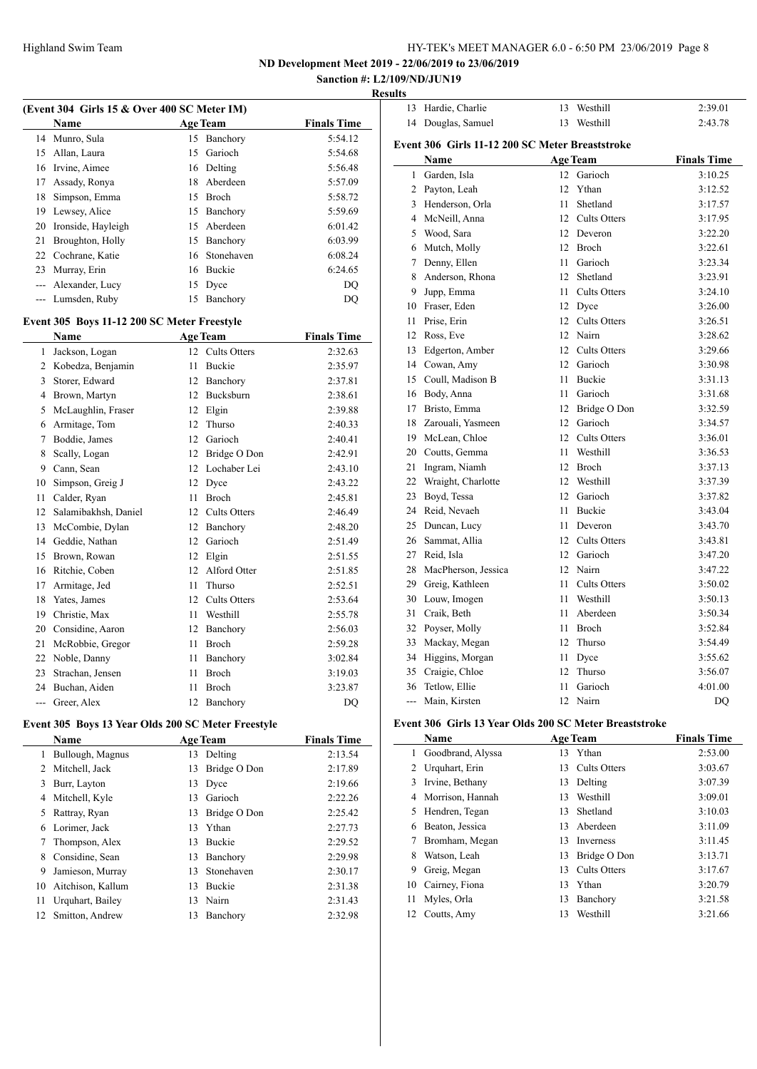**ND Development Meet 2019 - 22/06/2019 to 23/06/2019**

**Sanction #: L2/109/ND/JUN19**

**Results**

### (Event 304 Girls 15 & Over 400 SC Meter IM)

| | Name | Age | Team | Finals Time |
|---|---|---|---|---|
| 14 | Munro, Sula | 15 | Banchory | 5:54.12 |
| 15 | Allan, Laura | 15 | Garioch | 5:54.68 |
| 16 | Irvine, Aimee | 16 | Delting | 5:56.48 |
| 17 | Assady, Ronya | 18 | Aberdeen | 5:57.09 |
| 18 | Simpson, Emma | 15 | Broch | 5:58.72 |
| 19 | Lewsey, Alice | 15 | Banchory | 5:59.69 |
| 20 | Ironside, Hayleigh | 15 | Aberdeen | 6:01.42 |
| 21 | Broughton, Holly | 15 | Banchory | 6:03.99 |
| 22 | Cochrane, Katie | 16 | Stonehaven | 6:08.24 |
| 23 | Murray, Erin | 16 | Buckie | 6:24.65 |
| --- | Alexander, Lucy | 15 | Dyce | DQ |
| --- | Lumsden, Ruby | 15 | Banchory | DQ |

### Event 305 Boys 11-12 200 SC Meter Freestyle

| | Name | Age | Team | Finals Time |
|---|---|---|---|---|
| 1 | Jackson, Logan | 12 | Cults Otters | 2:32.63 |
| 2 | Kobedza, Benjamin | 11 | Buckie | 2:35.97 |
| 3 | Storer, Edward | 12 | Banchory | 2:37.81 |
| 4 | Brown, Martyn | 12 | Bucksburn | 2:38.61 |
| 5 | McLaughlin, Fraser | 12 | Elgin | 2:39.88 |
| 6 | Armitage, Tom | 12 | Thurso | 2:40.33 |
| 7 | Boddie, James | 12 | Garioch | 2:40.41 |
| 8 | Scally, Logan | 12 | Bridge O Don | 2:42.91 |
| 9 | Cann, Sean | 12 | Lochaber Lei | 2:43.10 |
| 10 | Simpson, Greig J | 12 | Dyce | 2:43.22 |
| 11 | Calder, Ryan | 11 | Broch | 2:45.81 |
| 12 | Salamibakhsh, Daniel | 12 | Cults Otters | 2:46.49 |
| 13 | McCombie, Dylan | 12 | Banchory | 2:48.20 |
| 14 | Geddie, Nathan | 12 | Garioch | 2:51.49 |
| 15 | Brown, Rowan | 12 | Elgin | 2:51.55 |
| 16 | Ritchie, Coben | 12 | Alford Otter | 2:51.85 |
| 17 | Armitage, Jed | 11 | Thurso | 2:52.51 |
| 18 | Yates, James | 12 | Cults Otters | 2:53.64 |
| 19 | Christie, Max | 11 | Westhill | 2:55.78 |
| 20 | Considine, Aaron | 12 | Banchory | 2:56.03 |
| 21 | McRobbie, Gregor | 11 | Broch | 2:59.28 |
| 22 | Noble, Danny | 11 | Banchory | 3:02.84 |
| 23 | Strachan, Jensen | 11 | Broch | 3:19.03 |
| 24 | Buchan, Aiden | 11 | Broch | 3:23.87 |
| --- | Greer, Alex | 12 | Banchory | DQ |

### Event 305 Boys 13 Year Olds 200 SC Meter Freestyle

| | Name | Age | Team | Finals Time |
|---|---|---|---|---|
| 1 | Bullough, Magnus | 13 | Delting | 2:13.54 |
| 2 | Mitchell, Jack | 13 | Bridge O Don | 2:17.89 |
| 3 | Burr, Layton | 13 | Dyce | 2:19.66 |
| 4 | Mitchell, Kyle | 13 | Garioch | 2:22.26 |
| 5 | Rattray, Ryan | 13 | Bridge O Don | 2:25.42 |
| 6 | Lorimer, Jack | 13 | Ythan | 2:27.73 |
| 7 | Thompson, Alex | 13 | Buckie | 2:29.52 |
| 8 | Considine, Sean | 13 | Banchory | 2:29.98 |
| 9 | Jamieson, Murray | 13 | Stonehaven | 2:30.17 |
| 10 | Aitchison, Kallum | 13 | Buckie | 2:31.38 |
| 11 | Urquhart, Bailey | 13 | Nairn | 2:31.43 |
| 12 | Smitton, Andrew | 13 | Banchory | 2:32.98 |
| 13 | Hardie, Charlie | 13 | Westhill | 2:39.01 |
| 14 | Douglas, Samuel | 13 | Westhill | 2:43.78 |

### Event 306 Girls 11-12 200 SC Meter Breaststroke

| | Name | Age | Team | Finals Time |
|---|---|---|---|---|
| 1 | Garden, Isla | 12 | Garioch | 3:10.25 |
| 2 | Payton, Leah | 12 | Ythan | 3:12.52 |
| 3 | Henderson, Orla | 11 | Shetland | 3:17.57 |
| 4 | McNeill, Anna | 12 | Cults Otters | 3:17.95 |
| 5 | Wood, Sara | 12 | Deveron | 3:22.20 |
| 6 | Mutch, Molly | 12 | Broch | 3:22.61 |
| 7 | Denny, Ellen | 11 | Garioch | 3:23.34 |
| 8 | Anderson, Rhona | 12 | Shetland | 3:23.91 |
| 9 | Jupp, Emma | 11 | Cults Otters | 3:24.10 |
| 10 | Fraser, Eden | 12 | Dyce | 3:26.00 |
| 11 | Prise, Erin | 12 | Cults Otters | 3:26.51 |
| 12 | Ross, Eve | 12 | Nairn | 3:28.62 |
| 13 | Edgerton, Amber | 12 | Cults Otters | 3:29.66 |
| 14 | Cowan, Amy | 12 | Garioch | 3:30.98 |
| 15 | Coull, Madison B | 11 | Buckie | 3:31.13 |
| 16 | Body, Anna | 11 | Garioch | 3:31.68 |
| 17 | Bristo, Emma | 12 | Bridge O Don | 3:32.59 |
| 18 | Zarouali, Yasmeen | 12 | Garioch | 3:34.57 |
| 19 | McLean, Chloe | 12 | Cults Otters | 3:36.01 |
| 20 | Coutts, Gemma | 11 | Westhill | 3:36.53 |
| 21 | Ingram, Niamh | 12 | Broch | 3:37.13 |
| 22 | Wraight, Charlotte | 12 | Westhill | 3:37.39 |
| 23 | Boyd, Tessa | 12 | Garioch | 3:37.82 |
| 24 | Reid, Nevaeh | 11 | Buckie | 3:43.04 |
| 25 | Duncan, Lucy | 11 | Deveron | 3:43.70 |
| 26 | Sammat, Allia | 12 | Cults Otters | 3:43.81 |
| 27 | Reid, Isla | 12 | Garioch | 3:47.20 |
| 28 | MacPherson, Jessica | 12 | Nairn | 3:47.22 |
| 29 | Greig, Kathleen | 11 | Cults Otters | 3:50.02 |
| 30 | Louw, Imogen | 11 | Westhill | 3:50.13 |
| 31 | Craik, Beth | 11 | Aberdeen | 3:50.34 |
| 32 | Poyser, Molly | 11 | Broch | 3:52.84 |
| 33 | Mackay, Megan | 12 | Thurso | 3:54.49 |
| 34 | Higgins, Morgan | 11 | Dyce | 3:55.62 |
| 35 | Craigie, Chloe | 12 | Thurso | 3:56.07 |
| 36 | Tetlow, Ellie | 11 | Garioch | 4:01.00 |
| --- | Main, Kirsten | 12 | Nairn | DQ |

### Event 306 Girls 13 Year Olds 200 SC Meter Breaststroke

| | Name | Age | Team | Finals Time |
|---|---|---|---|---|
| 1 | Goodbrand, Alyssa | 13 | Ythan | 2:53.00 |
| 2 | Urquhart, Erin | 13 | Cults Otters | 3:03.67 |
| 3 | Irvine, Bethany | 13 | Delting | 3:07.39 |
| 4 | Morrison, Hannah | 13 | Westhill | 3:09.01 |
| 5 | Hendren, Tegan | 13 | Shetland | 3:10.03 |
| 6 | Beaton, Jessica | 13 | Aberdeen | 3:11.09 |
| 7 | Bromham, Megan | 13 | Inverness | 3:11.45 |
| 8 | Watson, Leah | 13 | Bridge O Don | 3:13.71 |
| 9 | Greig, Megan | 13 | Cults Otters | 3:17.67 |
| 10 | Cairney, Fiona | 13 | Ythan | 3:20.79 |
| 11 | Myles, Orla | 13 | Banchory | 3:21.58 |
| 12 | Coutts, Amy | 13 | Westhill | 3:21.66 |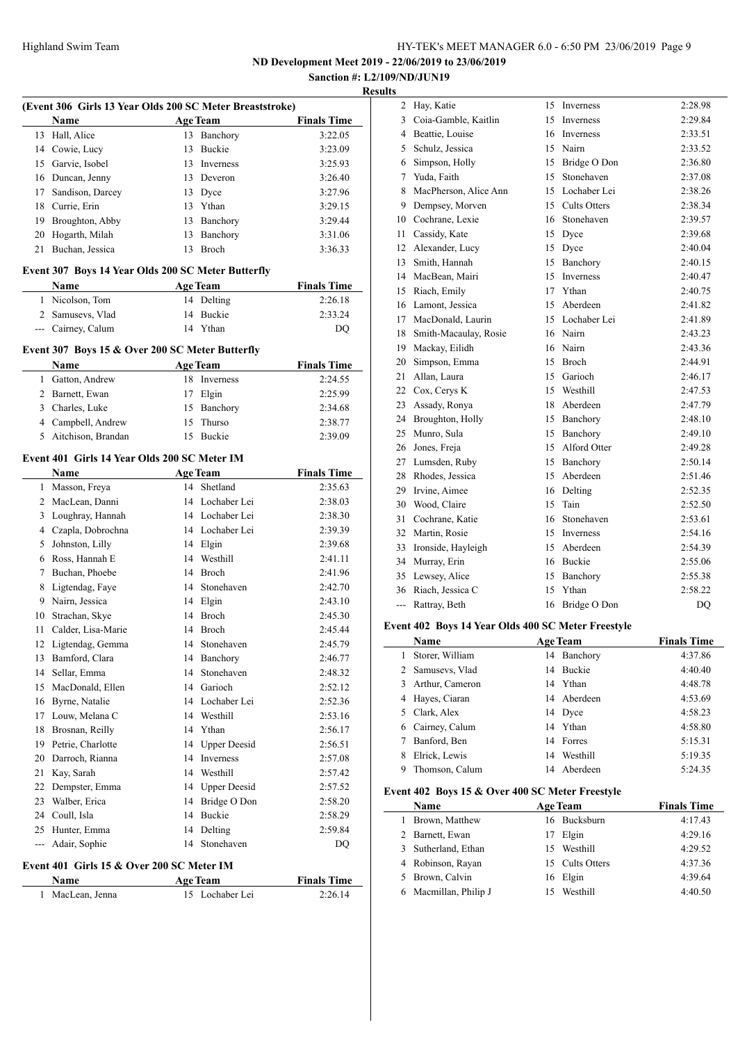Highland Swim Team

**ND Development Meet 2019 - 22/06/2019 to 23/06/2019**

**Sanction #: L2/109/ND/JUN19**

**Results**

### (Event 306 Girls 13 Year Olds 200 SC Meter Breaststroke)

| | Name | Age | Team | Finals Time |
|---|---|---|---|---|
| 13 | Hall, Alice | 13 | Banchory | 3:22.05 |
| 14 | Cowie, Lucy | 13 | Buckie | 3:23.09 |
| 15 | Garvie, Isobel | 13 | Inverness | 3:25.93 |
| 16 | Duncan, Jenny | 13 | Deveron | 3:26.40 |
| 17 | Sandison, Darcey | 13 | Dyce | 3:27.96 |
| 18 | Currie, Erin | 13 | Ythan | 3:29.15 |
| 19 | Broughton, Abby | 13 | Banchory | 3:29.44 |
| 20 | Hogarth, Milah | 13 | Banchory | 3:31.06 |
| 21 | Buchan, Jessica | 13 | Broch | 3:36.33 |

### Event 307 Boys 14 Year Olds 200 SC Meter Butterfly

| | Name | Age | Team | Finals Time |
|---|---|---|---|---|
| 1 | Nicolson, Tom | 14 | Delting | 2:26.18 |
| 2 | Samusevs, Vlad | 14 | Buckie | 2:33.24 |
| --- | Cairney, Calum | 14 | Ythan | DQ |

### Event 307 Boys 15 & Over 200 SC Meter Butterfly

| | Name | Age | Team | Finals Time |
|---|---|---|---|---|
| 1 | Gatton, Andrew | 18 | Inverness | 2:24.55 |
| 2 | Barnett, Ewan | 17 | Elgin | 2:25.99 |
| 3 | Charles, Luke | 15 | Banchory | 2:34.68 |
| 4 | Campbell, Andrew | 15 | Thurso | 2:38.77 |
| 5 | Aitchison, Brandan | 15 | Buckie | 2:39.09 |

### Event 401 Girls 14 Year Olds 200 SC Meter IM

| | Name | Age | Team | Finals Time |
|---|---|---|---|---|
| 1 | Masson, Freya | 14 | Shetland | 2:35.63 |
| 2 | MacLean, Danni | 14 | Lochaber Lei | 2:38.03 |
| 3 | Loughray, Hannah | 14 | Lochaber Lei | 2:38.30 |
| 4 | Czapla, Dobrochna | 14 | Lochaber Lei | 2:39.39 |
| 5 | Johnston, Lilly | 14 | Elgin | 2:39.68 |
| 6 | Ross, Hannah E | 14 | Westhill | 2:41.11 |
| 7 | Buchan, Phoebe | 14 | Broch | 2:41.96 |
| 8 | Ligtendag, Faye | 14 | Stonehaven | 2:42.70 |
| 9 | Nairn, Jessica | 14 | Elgin | 2:43.10 |
| 10 | Strachan, Skye | 14 | Broch | 2:45.30 |
| 11 | Calder, Lisa-Marie | 14 | Broch | 2:45.44 |
| 12 | Ligtendag, Gemma | 14 | Stonehaven | 2:45.79 |
| 13 | Bamford, Clara | 14 | Banchory | 2:46.77 |
| 14 | Sellar, Emma | 14 | Stonehaven | 2:48.32 |
| 15 | MacDonald, Ellen | 14 | Garioch | 2:52.12 |
| 16 | Byrne, Natalie | 14 | Lochaber Lei | 2:52.36 |
| 17 | Louw, Melana C | 14 | Westhill | 2:53.16 |
| 18 | Brosnan, Reilly | 14 | Ythan | 2:56.17 |
| 19 | Petrie, Charlotte | 14 | Upper Deesid | 2:56.51 |
| 20 | Darroch, Rianna | 14 | Inverness | 2:57.08 |
| 21 | Kay, Sarah | 14 | Westhill | 2:57.42 |
| 22 | Dempster, Emma | 14 | Upper Deesid | 2:57.52 |
| 23 | Walber, Erica | 14 | Bridge O Don | 2:58.20 |
| 24 | Coull, Isla | 14 | Buckie | 2:58.29 |
| 25 | Hunter, Emma | 14 | Delting | 2:59.84 |
| --- | Adair, Sophie | 14 | Stonehaven | DQ |

### Event 401 Girls 15 & Over 200 SC Meter IM

| | Name | Age | Team | Finals Time |
|---|---|---|---|---|
| 1 | MacLean, Jenna | 15 | Lochaber Lei | 2:26.14 |
| 2 | Hay, Katie | 15 | Inverness | 2:28.98 |
| 3 | Coia-Gamble, Kaitlin | 15 | Inverness | 2:29.84 |
| 4 | Beattie, Louise | 16 | Inverness | 2:33.51 |
| 5 | Schulz, Jessica | 15 | Nairn | 2:33.52 |
| 6 | Simpson, Holly | 15 | Bridge O Don | 2:36.80 |
| 7 | Yuda, Faith | 15 | Stonehaven | 2:37.08 |
| 8 | MacPherson, Alice Ann | 15 | Lochaber Lei | 2:38.26 |
| 9 | Dempsey, Morven | 15 | Cults Otters | 2:38.34 |
| 10 | Cochrane, Lexie | 16 | Stonehaven | 2:39.57 |
| 11 | Cassidy, Kate | 15 | Dyce | 2:39.68 |
| 12 | Alexander, Lucy | 15 | Dyce | 2:40.04 |
| 13 | Smith, Hannah | 15 | Banchory | 2:40.15 |
| 14 | MacBean, Mairi | 15 | Inverness | 2:40.47 |
| 15 | Riach, Emily | 17 | Ythan | 2:40.75 |
| 16 | Lamont, Jessica | 15 | Aberdeen | 2:41.82 |
| 17 | MacDonald, Laurin | 15 | Lochaber Lei | 2:41.89 |
| 18 | Smith-Macaulay, Rosie | 16 | Nairn | 2:43.23 |
| 19 | Mackay, Eilidh | 16 | Nairn | 2:43.36 |
| 20 | Simpson, Emma | 15 | Broch | 2:44.91 |
| 21 | Allan, Laura | 15 | Garioch | 2:46.17 |
| 22 | Cox, Cerys K | 15 | Westhill | 2:47.53 |
| 23 | Assady, Ronya | 18 | Aberdeen | 2:47.79 |
| 24 | Broughton, Holly | 15 | Banchory | 2:48.10 |
| 25 | Munro, Sula | 15 | Banchory | 2:49.10 |
| 26 | Jones, Freja | 15 | Alford Otter | 2:49.28 |
| 27 | Lumsden, Ruby | 15 | Banchory | 2:50.14 |
| 28 | Rhodes, Jessica | 15 | Aberdeen | 2:51.46 |
| 29 | Irvine, Aimee | 16 | Delting | 2:52.35 |
| 30 | Wood, Claire | 15 | Tain | 2:52.50 |
| 31 | Cochrane, Katie | 16 | Stonehaven | 2:53.61 |
| 32 | Martin, Rosie | 15 | Inverness | 2:54.16 |
| 33 | Ironside, Hayleigh | 15 | Aberdeen | 2:54.39 |
| 34 | Murray, Erin | 16 | Buckie | 2:55.06 |
| 35 | Lewsey, Alice | 15 | Banchory | 2:55.38 |
| 36 | Riach, Jessica C | 15 | Ythan | 2:58.22 |
| --- | Rattray, Beth | 16 | Bridge O Don | DQ |

### Event 402 Boys 14 Year Olds 400 SC Meter Freestyle

| | Name | Age | Team | Finals Time |
|---|---|---|---|---|
| 1 | Storer, William | 14 | Banchory | 4:37.86 |
| 2 | Samusevs, Vlad | 14 | Buckie | 4:40.40 |
| 3 | Arthur, Cameron | 14 | Ythan | 4:48.78 |
| 4 | Hayes, Ciaran | 14 | Aberdeen | 4:53.69 |
| 5 | Clark, Alex | 14 | Dyce | 4:58.23 |
| 6 | Cairney, Calum | 14 | Ythan | 4:58.80 |
| 7 | Banford, Ben | 14 | Forres | 5:15.31 |
| 8 | Elrick, Lewis | 14 | Westhill | 5:19.35 |
| 9 | Thomson, Calum | 14 | Aberdeen | 5:24.35 |

### Event 402 Boys 15 & Over 400 SC Meter Freestyle

| | Name | Age | Team | Finals Time |
|---|---|---|---|---|
| 1 | Brown, Matthew | 16 | Bucksburn | 4:17.43 |
| 2 | Barnett, Ewan | 17 | Elgin | 4:29.16 |
| 3 | Sutherland, Ethan | 15 | Westhill | 4:29.52 |
| 4 | Robinson, Rayan | 15 | Cults Otters | 4:37.36 |
| 5 | Brown, Calvin | 16 | Elgin | 4:39.64 |
| 6 | Macmillan, Philip J | 15 | Westhill | 4:40.50 |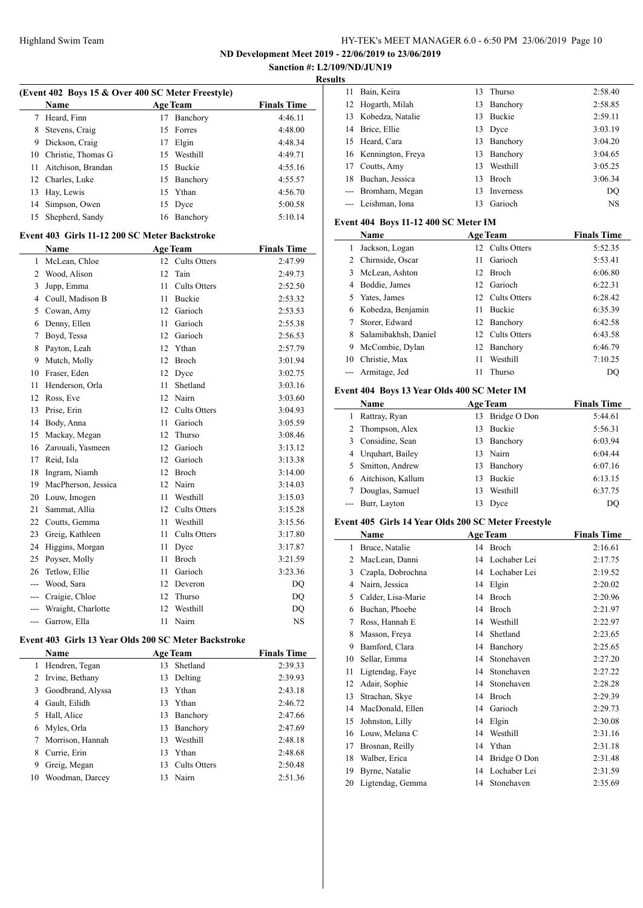ND Development Meet 2019 - 22/06/2019 to 23/06/2019

Sanction #: L2/109/ND/JUN19

Results

### (Event 402 Boys 15 & Over 400 SC Meter Freestyle)

| | Name | Age | Team | Finals Time |
|---|---|---|---|---|
| 7 | Heard, Finn | 17 | Banchory | 4:46.11 |
| 8 | Stevens, Craig | 15 | Forres | 4:48.00 |
| 9 | Dickson, Craig | 17 | Elgin | 4:48.34 |
| 10 | Christie, Thomas G | 15 | Westhill | 4:49.71 |
| 11 | Aitchison, Brandan | 15 | Buckie | 4:55.16 |
| 12 | Charles, Luke | 15 | Banchory | 4:55.57 |
| 13 | Hay, Lewis | 15 | Ythan | 4:56.70 |
| 14 | Simpson, Owen | 15 | Dyce | 5:00.58 |
| 15 | Shepherd, Sandy | 16 | Banchory | 5:10.14 |

### Event 403 Girls 11-12 200 SC Meter Backstroke

| | Name | Age | Team | Finals Time |
|---|---|---|---|---|
| 1 | McLean, Chloe | 12 | Cults Otters | 2:47.99 |
| 2 | Wood, Alison | 12 | Tain | 2:49.73 |
| 3 | Jupp, Emma | 11 | Cults Otters | 2:52.50 |
| 4 | Coull, Madison B | 11 | Buckie | 2:53.32 |
| 5 | Cowan, Amy | 12 | Garioch | 2:53.53 |
| 6 | Denny, Ellen | 11 | Garioch | 2:55.38 |
| 7 | Boyd, Tessa | 12 | Garioch | 2:56.53 |
| 8 | Payton, Leah | 12 | Ythan | 2:57.79 |
| 9 | Mutch, Molly | 12 | Broch | 3:01.94 |
| 10 | Fraser, Eden | 12 | Dyce | 3:02.75 |
| 11 | Henderson, Orla | 11 | Shetland | 3:03.16 |
| 12 | Ross, Eve | 12 | Nairn | 3:03.60 |
| 13 | Prise, Erin | 12 | Cults Otters | 3:04.93 |
| 14 | Body, Anna | 11 | Garioch | 3:05.59 |
| 15 | Mackay, Megan | 12 | Thurso | 3:08.46 |
| 16 | Zarouali, Yasmeen | 12 | Garioch | 3:13.12 |
| 17 | Reid, Isla | 12 | Garioch | 3:13.38 |
| 18 | Ingram, Niamh | 12 | Broch | 3:14.00 |
| 19 | MacPherson, Jessica | 12 | Nairn | 3:14.03 |
| 20 | Louw, Imogen | 11 | Westhill | 3:15.03 |
| 21 | Sammat, Allia | 12 | Cults Otters | 3:15.28 |
| 22 | Coutts, Gemma | 11 | Westhill | 3:15.56 |
| 23 | Greig, Kathleen | 11 | Cults Otters | 3:17.80 |
| 24 | Higgins, Morgan | 11 | Dyce | 3:17.87 |
| 25 | Poyser, Molly | 11 | Broch | 3:21.59 |
| 26 | Tetlow, Ellie | 11 | Garioch | 3:23.36 |
| --- | Wood, Sara | 12 | Deveron | DQ |
| --- | Craigie, Chloe | 12 | Thurso | DQ |
| --- | Wraight, Charlotte | 12 | Westhill | DQ |
| --- | Garrow, Ella | 11 | Nairn | NS |

### Event 403 Girls 13 Year Olds 200 SC Meter Backstroke

| | Name | Age | Team | Finals Time |
|---|---|---|---|---|
| 1 | Hendren, Tegan | 13 | Shetland | 2:39.33 |
| 2 | Irvine, Bethany | 13 | Delting | 2:39.93 |
| 3 | Goodbrand, Alyssa | 13 | Ythan | 2:43.18 |
| 4 | Gault, Eilidh | 13 | Ythan | 2:46.72 |
| 5 | Hall, Alice | 13 | Banchory | 2:47.66 |
| 6 | Myles, Orla | 13 | Banchory | 2:47.69 |
| 7 | Morrison, Hannah | 13 | Westhill | 2:48.18 |
| 8 | Currie, Erin | 13 | Ythan | 2:48.68 |
| 9 | Greig, Megan | 13 | Cults Otters | 2:50.48 |
| 10 | Woodman, Darcey | 13 | Nairn | 2:51.36 |
| 11 | Bain, Keira | 13 | Thurso | 2:58.40 |
| 12 | Hogarth, Milah | 13 | Banchory | 2:58.85 |
| 13 | Kobedza, Natalie | 13 | Buckie | 2:59.11 |
| 14 | Brice, Ellie | 13 | Dyce | 3:03.19 |
| 15 | Heard, Cara | 13 | Banchory | 3:04.20 |
| 16 | Kennington, Freya | 13 | Banchory | 3:04.65 |
| 17 | Coutts, Amy | 13 | Westhill | 3:05.25 |
| 18 | Buchan, Jessica | 13 | Broch | 3:06.34 |
| --- | Bromham, Megan | 13 | Inverness | DQ |
| --- | Leishman, Iona | 13 | Garioch | NS |

### Event 404 Boys 11-12 400 SC Meter IM

| | Name | Age | Team | Finals Time |
|---|---|---|---|---|
| 1 | Jackson, Logan | 12 | Cults Otters | 5:52.35 |
| 2 | Chirnside, Oscar | 11 | Garioch | 5:53.41 |
| 3 | McLean, Ashton | 12 | Broch | 6:06.80 |
| 4 | Boddie, James | 12 | Garioch | 6:22.31 |
| 5 | Yates, James | 12 | Cults Otters | 6:28.42 |
| 6 | Kobedza, Benjamin | 11 | Buckie | 6:35.39 |
| 7 | Storer, Edward | 12 | Banchory | 6:42.58 |
| 8 | Salamibakhsh, Daniel | 12 | Cults Otters | 6:43.58 |
| 9 | McCombie, Dylan | 12 | Banchory | 6:46.79 |
| 10 | Christie, Max | 11 | Westhill | 7:10.25 |
| --- | Armitage, Jed | 11 | Thurso | DQ |

### Event 404 Boys 13 Year Olds 400 SC Meter IM

| | Name | Age | Team | Finals Time |
|---|---|---|---|---|
| 1 | Rattray, Ryan | 13 | Bridge O Don | 5:44.61 |
| 2 | Thompson, Alex | 13 | Buckie | 5:56.31 |
| 3 | Considine, Sean | 13 | Banchory | 6:03.94 |
| 4 | Urquhart, Bailey | 13 | Nairn | 6:04.44 |
| 5 | Smitton, Andrew | 13 | Banchory | 6:07.16 |
| 6 | Aitchison, Kallum | 13 | Buckie | 6:13.15 |
| 7 | Douglas, Samuel | 13 | Westhill | 6:37.75 |
| --- | Burr, Layton | 13 | Dyce | DQ |

### Event 405 Girls 14 Year Olds 200 SC Meter Freestyle

| | Name | Age | Team | Finals Time |
|---|---|---|---|---|
| 1 | Bruce, Natalie | 14 | Broch | 2:16.61 |
| 2 | MacLean, Danni | 14 | Lochaber Lei | 2:17.75 |
| 3 | Czapla, Dobrochna | 14 | Lochaber Lei | 2:19.52 |
| 4 | Nairn, Jessica | 14 | Elgin | 2:20.02 |
| 5 | Calder, Lisa-Marie | 14 | Broch | 2:20.96 |
| 6 | Buchan, Phoebe | 14 | Broch | 2:21.97 |
| 7 | Ross, Hannah E | 14 | Westhill | 2:22.97 |
| 8 | Masson, Freya | 14 | Shetland | 2:23.65 |
| 9 | Bamford, Clara | 14 | Banchory | 2:25.65 |
| 10 | Sellar, Emma | 14 | Stonehaven | 2:27.20 |
| 11 | Ligtendag, Faye | 14 | Stonehaven | 2:27.22 |
| 12 | Adair, Sophie | 14 | Stonehaven | 2:28.28 |
| 13 | Strachan, Skye | 14 | Broch | 2:29.39 |
| 14 | MacDonald, Ellen | 14 | Garioch | 2:29.73 |
| 15 | Johnston, Lilly | 14 | Elgin | 2:30.08 |
| 16 | Louw, Melana C | 14 | Westhill | 2:31.16 |
| 17 | Brosnan, Reilly | 14 | Ythan | 2:31.18 |
| 18 | Walber, Erica | 14 | Bridge O Don | 2:31.48 |
| 19 | Byrne, Natalie | 14 | Lochaber Lei | 2:31.59 |
| 20 | Ligtendag, Gemma | 14 | Stonehaven | 2:35.69 |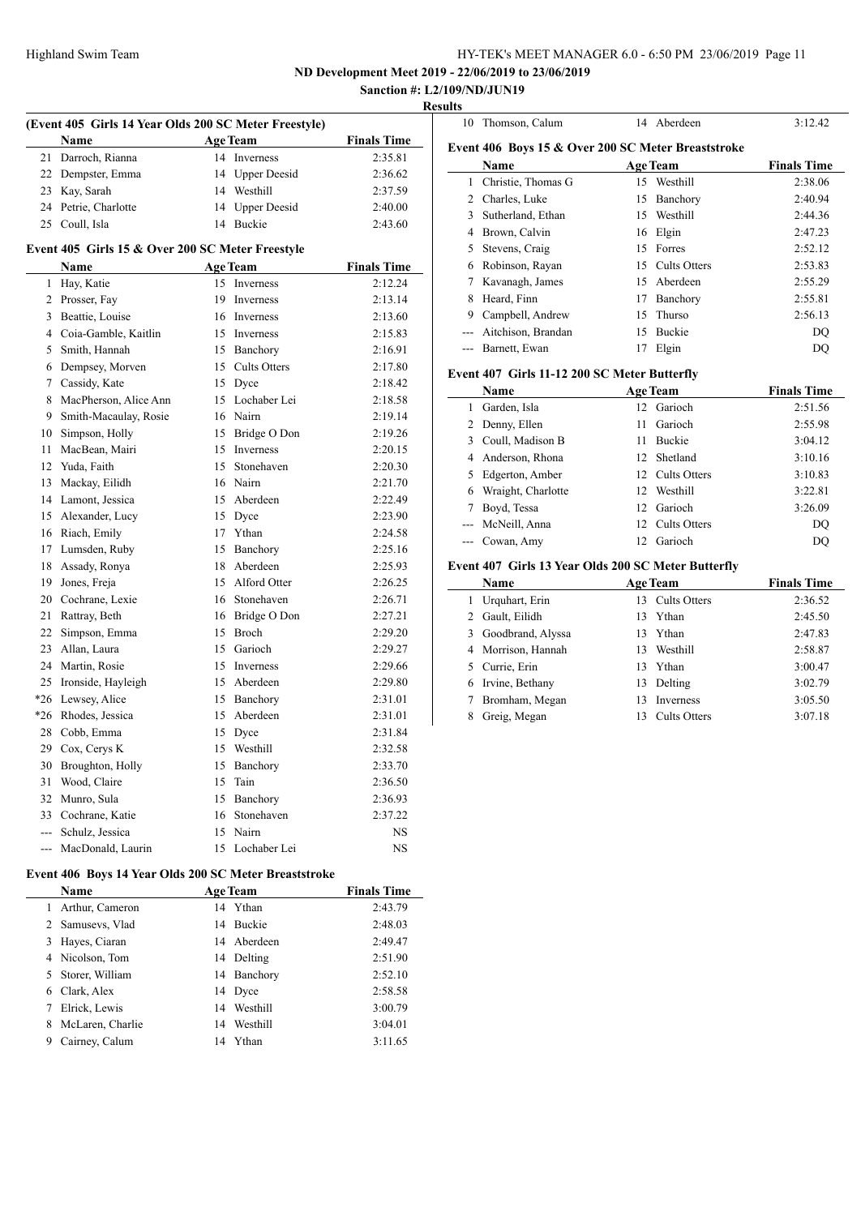ND Development Meet 2019 - 22/06/2019 to 23/06/2019

Sanction #: L2/109/ND/JUN19

Results

### (Event 405 Girls 14 Year Olds 200 SC Meter Freestyle)

| | Name | Age | Team | Finals Time |
|---|---|---|---|---|
| 21 | Darroch, Rianna | 14 | Inverness | 2:35.81 |
| 22 | Dempster, Emma | 14 | Upper Deesid | 2:36.62 |
| 23 | Kay, Sarah | 14 | Westhill | 2:37.59 |
| 24 | Petrie, Charlotte | 14 | Upper Deesid | 2:40.00 |
| 25 | Coull, Isla | 14 | Buckie | 2:43.60 |

### Event 405 Girls 15 & Over 200 SC Meter Freestyle

| | Name | Age | Team | Finals Time |
|---|---|---|---|---|
| 1 | Hay, Katie | 15 | Inverness | 2:12.24 |
| 2 | Prosser, Fay | 19 | Inverness | 2:13.14 |
| 3 | Beattie, Louise | 16 | Inverness | 2:13.60 |
| 4 | Coia-Gamble, Kaitlin | 15 | Inverness | 2:15.83 |
| 5 | Smith, Hannah | 15 | Banchory | 2:16.91 |
| 6 | Dempsey, Morven | 15 | Cults Otters | 2:17.80 |
| 7 | Cassidy, Kate | 15 | Dyce | 2:18.42 |
| 8 | MacPherson, Alice Ann | 15 | Lochaber Lei | 2:18.58 |
| 9 | Smith-Macaulay, Rosie | 16 | Nairn | 2:19.14 |
| 10 | Simpson, Holly | 15 | Bridge O Don | 2:19.26 |
| 11 | MacBean, Mairi | 15 | Inverness | 2:20.15 |
| 12 | Yuda, Faith | 15 | Stonehaven | 2:20.30 |
| 13 | Mackay, Eilidh | 16 | Nairn | 2:21.70 |
| 14 | Lamont, Jessica | 15 | Aberdeen | 2:22.49 |
| 15 | Alexander, Lucy | 15 | Dyce | 2:23.90 |
| 16 | Riach, Emily | 17 | Ythan | 2:24.58 |
| 17 | Lumsden, Ruby | 15 | Banchory | 2:25.16 |
| 18 | Assady, Ronya | 18 | Aberdeen | 2:25.93 |
| 19 | Jones, Freja | 15 | Alford Otter | 2:26.25 |
| 20 | Cochrane, Lexie | 16 | Stonehaven | 2:26.71 |
| 21 | Rattray, Beth | 16 | Bridge O Don | 2:27.21 |
| 22 | Simpson, Emma | 15 | Broch | 2:29.20 |
| 23 | Allan, Laura | 15 | Garioch | 2:29.27 |
| 24 | Martin, Rosie | 15 | Inverness | 2:29.66 |
| 25 | Ironside, Hayleigh | 15 | Aberdeen | 2:29.80 |
| *26 | Lewsey, Alice | 15 | Banchory | 2:31.01 |
| *26 | Rhodes, Jessica | 15 | Aberdeen | 2:31.01 |
| 28 | Cobb, Emma | 15 | Dyce | 2:31.84 |
| 29 | Cox, Cerys K | 15 | Westhill | 2:32.58 |
| 30 | Broughton, Holly | 15 | Banchory | 2:33.70 |
| 31 | Wood, Claire | 15 | Tain | 2:36.50 |
| 32 | Munro, Sula | 15 | Banchory | 2:36.93 |
| 33 | Cochrane, Katie | 16 | Stonehaven | 2:37.22 |
| --- | Schulz, Jessica | 15 | Nairn | NS |
| --- | MacDonald, Laurin | 15 | Lochaber Lei | NS |

### Event 406 Boys 14 Year Olds 200 SC Meter Breaststroke

| | Name | Age | Team | Finals Time |
|---|---|---|---|---|
| 1 | Arthur, Cameron | 14 | Ythan | 2:43.79 |
| 2 | Samusevs, Vlad | 14 | Buckie | 2:48.03 |
| 3 | Hayes, Ciaran | 14 | Aberdeen | 2:49.47 |
| 4 | Nicolson, Tom | 14 | Delting | 2:51.90 |
| 5 | Storer, William | 14 | Banchory | 2:52.10 |
| 6 | Clark, Alex | 14 | Dyce | 2:58.58 |
| 7 | Elrick, Lewis | 14 | Westhill | 3:00.79 |
| 8 | McLaren, Charlie | 14 | Westhill | 3:04.01 |
| 9 | Cairney, Calum | 14 | Ythan | 3:11.65 |
| 10 | Thomson, Calum | 14 | Aberdeen | 3:12.42 |

### Event 406 Boys 15 & Over 200 SC Meter Breaststroke

| | Name | Age | Team | Finals Time |
|---|---|---|---|---|
| 1 | Christie, Thomas G | 15 | Westhill | 2:38.06 |
| 2 | Charles, Luke | 15 | Banchory | 2:40.94 |
| 3 | Sutherland, Ethan | 15 | Westhill | 2:44.36 |
| 4 | Brown, Calvin | 16 | Elgin | 2:47.23 |
| 5 | Stevens, Craig | 15 | Forres | 2:52.12 |
| 6 | Robinson, Rayan | 15 | Cults Otters | 2:53.83 |
| 7 | Kavanagh, James | 15 | Aberdeen | 2:55.29 |
| 8 | Heard, Finn | 17 | Banchory | 2:55.81 |
| 9 | Campbell, Andrew | 15 | Thurso | 2:56.13 |
| --- | Aitchison, Brandan | 15 | Buckie | DQ |
| --- | Barnett, Ewan | 17 | Elgin | DQ |

### Event 407 Girls 11-12 200 SC Meter Butterfly

| | Name | Age | Team | Finals Time |
|---|---|---|---|---|
| 1 | Garden, Isla | 12 | Garioch | 2:51.56 |
| 2 | Denny, Ellen | 11 | Garioch | 2:55.98 |
| 3 | Coull, Madison B | 11 | Buckie | 3:04.12 |
| 4 | Anderson, Rhona | 12 | Shetland | 3:10.16 |
| 5 | Edgerton, Amber | 12 | Cults Otters | 3:10.83 |
| 6 | Wraight, Charlotte | 12 | Westhill | 3:22.81 |
| 7 | Boyd, Tessa | 12 | Garioch | 3:26.09 |
| --- | McNeill, Anna | 12 | Cults Otters | DQ |
| --- | Cowan, Amy | 12 | Garioch | DQ |

### Event 407 Girls 13 Year Olds 200 SC Meter Butterfly

| | Name | Age | Team | Finals Time |
|---|---|---|---|---|
| 1 | Urquhart, Erin | 13 | Cults Otters | 2:36.52 |
| 2 | Gault, Eilidh | 13 | Ythan | 2:45.50 |
| 3 | Goodbrand, Alyssa | 13 | Ythan | 2:47.83 |
| 4 | Morrison, Hannah | 13 | Westhill | 2:58.87 |
| 5 | Currie, Erin | 13 | Ythan | 3:00.47 |
| 6 | Irvine, Bethany | 13 | Delting | 3:02.79 |
| 7 | Bromham, Megan | 13 | Inverness | 3:05.50 |
| 8 | Greig, Megan | 13 | Cults Otters | 3:07.18 |